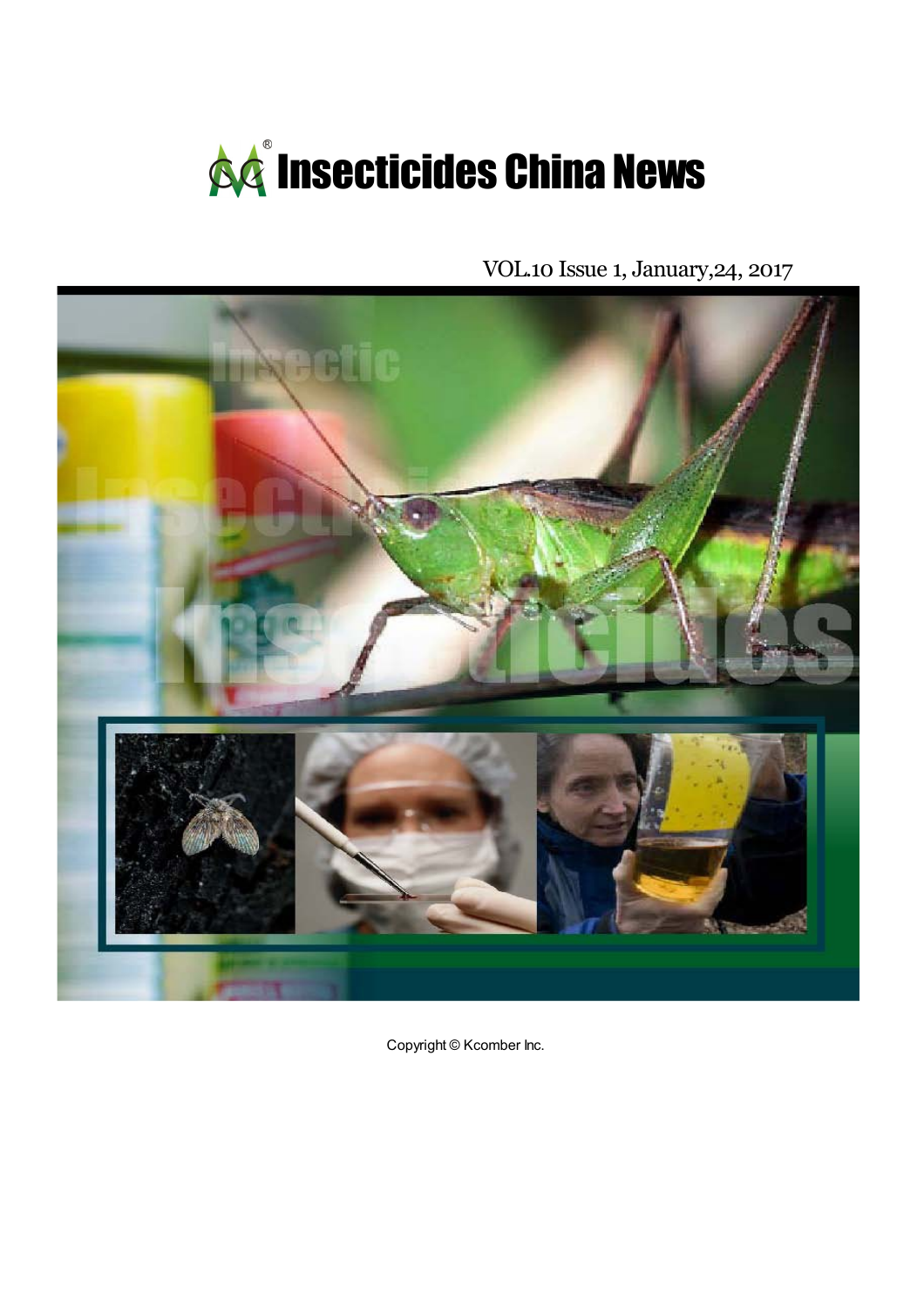# Insecticides China News

VOL.10 Issue 1, January,24, 2017

Copyright © Kcomber Inc.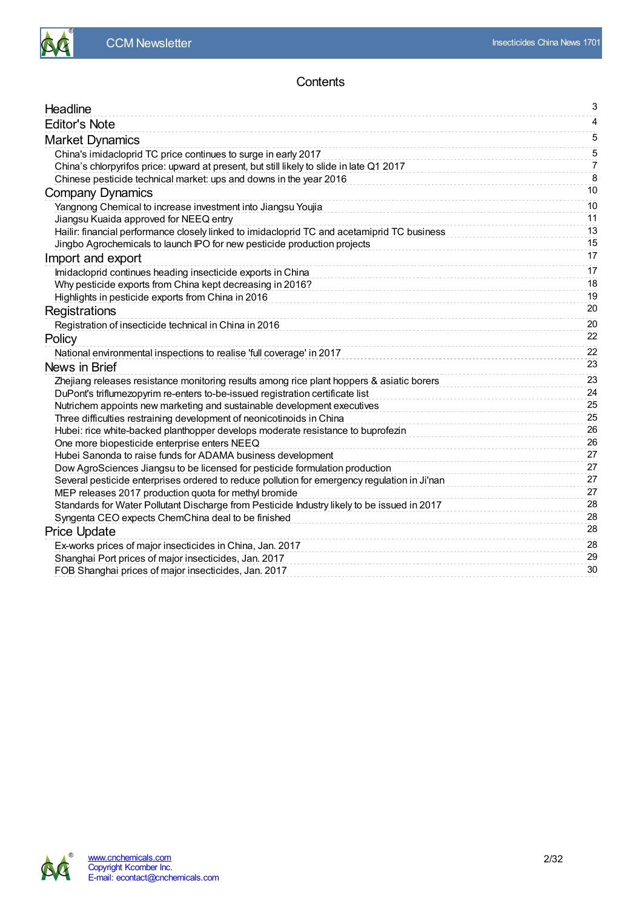# Contents

| | |
|---|---|
| **Headline** | 3 |
| **Editor's Note** | 4 |
| **Market Dynamics** | 5 |
| China's imidacloprid TC price continues to surge in early 2017 | 5 |
| China's chlorpyrifos price: upward at present, but still likely to slide in late Q1 2017 | 7 |
| Chinese pesticide technical market: ups and downs in the year 2016 | 8 |
| **Company Dynamics** | 10 |
| Yangnong Chemical to increase investment into Jiangsu Youjia | 10 |
| Jiangsu Kuaida approved for NEEQ entry | 11 |
| Hailir: financial performance closely linked to imidacloprid TC and acetamiprid TC business | 13 |
| Jingbo Agrochemicals to launch IPO for new pesticide production projects | 15 |
| **Import and export** | 17 |
| Imidacloprid continues heading insecticide exports in China | 17 |
| Why pesticide exports from China kept decreasing in 2016? | 18 |
| Highlights in pesticide exports from China in 2016 | 19 |
| **Registrations** | 20 |
| Registration of insecticide technical in China in 2016 | 20 |
| **Policy** | 22 |
| National environmental inspections to realise 'full coverage' in 2017 | 22 |
| **News in Brief** | 23 |
| Zhejiang releases resistance monitoring results among rice plant hoppers & asiatic borers | 23 |
| DuPont's triflumezopyrim re-enters to-be-issued registration certificate list | 24 |
| Nutrichem appoints new marketing and sustainable development executives | 25 |
| Three difficulties restraining development of neonicotinoids in China | 25 |
| Hubei: rice white-backed planthopper develops moderate resistance to buprofezin | 26 |
| One more biopesticide enterprise enters NEEQ | 26 |
| Hubei Sanonda to raise funds for ADAMA business development | 27 |
| Dow AgroSciences Jiangsu to be licensed for pesticide formulation production | 27 |
| Several pesticide enterprises ordered to reduce pollution for emergency regulation in Ji'nan | 27 |
| MEP releases 2017 production quota for methyl bromide | 27 |
| Standards for Water Pollutant Discharge from Pesticide Industry likely to be issued in 2017 | 28 |
| Syngenta CEO expects ChemChina deal to be finished | 28 |
| **Price Update** | 28 |
| Ex-works prices of major insecticides in China, Jan. 2017 | 28 |
| Shanghai Port prices of major insecticides, Jan. 2017 | 29 |
| FOB Shanghai prices of major insecticides, Jan. 2017 | 30 |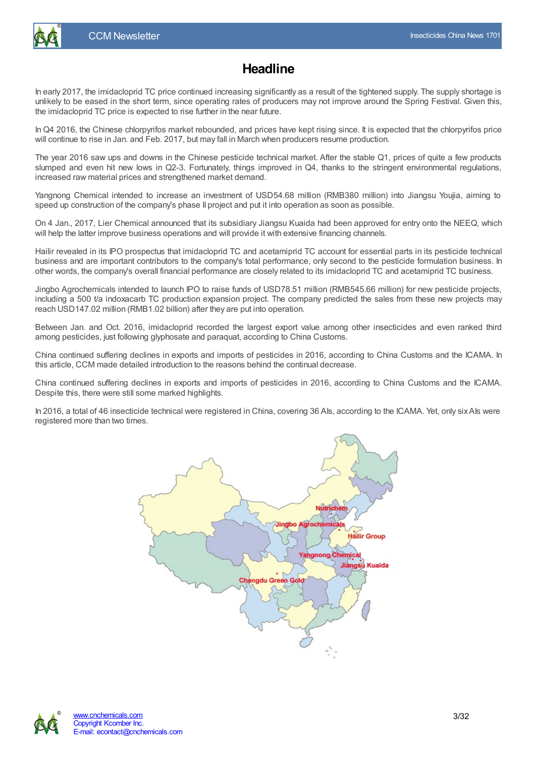# Headline

In early 2017, the imidacloprid TC price continued increasing significantly as a result of the tightened supply. The supply shortage is unlikely to be eased in the short term, since operating rates of producers may not improve around the Spring Festival. Given this, the imidacloprid TC price is expected to rise further in the near future.

In Q4 2016, the Chinese chlorpyrifos market rebounded, and prices have kept rising since. It is expected that the chlorpyrifos price will continue to rise in Jan. and Feb. 2017, but may fall in March when producers resume production.

The year 2016 saw ups and downs in the Chinese pesticide technical market. After the stable Q1, prices of quite a few products slumped and even hit new lows in Q2-3. Fortunately, things improved in Q4, thanks to the stringent environmental regulations, increased raw material prices and strengthened market demand.

Yangnong Chemical intended to increase an investment of USD54.68 million (RMB380 million) into Jiangsu Youjia, aiming to speed up construction of the company's phase II project and put it into operation as soon as possible.

On 4 Jan., 2017, Lier Chemical announced that its subsidiary Jiangsu Kuaida had been approved for entry onto the NEEQ, which will help the latter improve business operations and will provide it with extensive financing channels.

Hailir revealed in its IPO prospectus that imidacloprid TC and acetamiprid TC account for essential parts in its pesticide technical business and are important contributors to the company's total performance, only second to the pesticide formulation business. In other words, the company's overall financial performance are closely related to its imidacloprid TC and acetamiprid TC business.

Jingbo Agrochemicals intended to launch IPO to raise funds of USD78.51 million (RMB545.66 million) for new pesticide projects, including a 500 t/a indoxacarb TC production expansion project. The company predicted the sales from these new projects may reach USD147.02 million (RMB1.02 billion) after they are put into operation.

Between Jan. and Oct. 2016, imidacloprid recorded the largest export value among other insecticides and even ranked third among pesticides, just following glyphosate and paraquat, according to China Customs.

China continued suffering declines in exports and imports of pesticides in 2016, according to China Customs and the ICAMA. In this article, CCM made detailed introduction to the reasons behind the continual decrease.

China continued suffering declines in exports and imports of pesticides in 2016, according to China Customs and the ICAMA. Despite this, there were still some marked highlights.

In 2016, a total of 46 insecticide technical were registered in China, covering 36 AIs, according to the ICAMA. Yet, only six AIs were registered more than two times.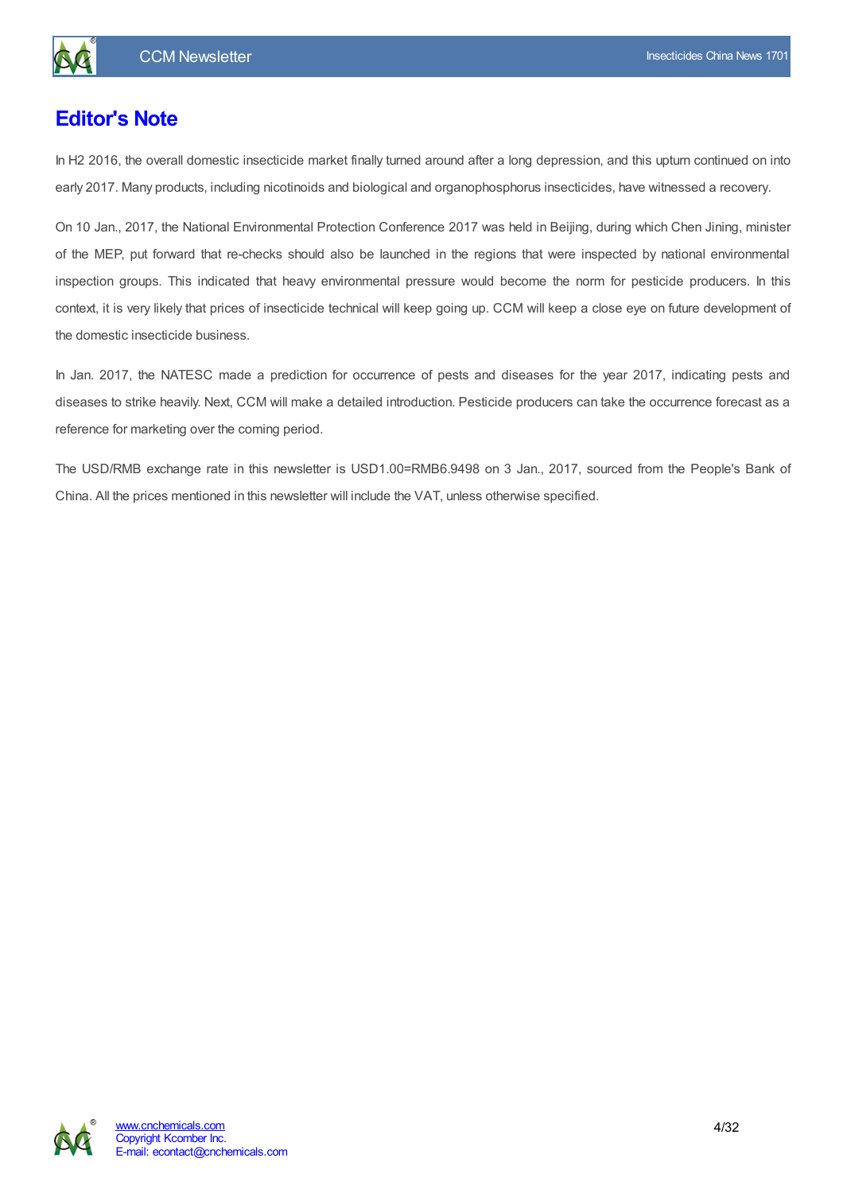# Editor's Note

In H2 2016, the overall domestic insecticide market finally turned around after a long depression, and this upturn continued on into early 2017. Many products, including nicotinoids and biological and organophosphorus insecticides, have witnessed a recovery.

On 10 Jan., 2017, the National Environmental Protection Conference 2017 was held in Beijing, during which Chen Jining, minister of the MEP, put forward that re-checks should also be launched in the regions that were inspected by national environmental inspection groups. This indicated that heavy environmental pressure would become the norm for pesticide producers. In this context, it is very likely that prices of insecticide technical will keep going up. CCM will keep a close eye on future development of the domestic insecticide business.

In Jan. 2017, the NATESC made a prediction for occurrence of pests and diseases for the year 2017, indicating pests and diseases to strike heavily. Next, CCM will make a detailed introduction. Pesticide producers can take the occurrence forecast as a reference for marketing over the coming period.

The USD/RMB exchange rate in this newsletter is USD1.00=RMB6.9498 on 3 Jan., 2017, sourced from the People's Bank of China. All the prices mentioned in this newsletter will include the VAT, unless otherwise specified.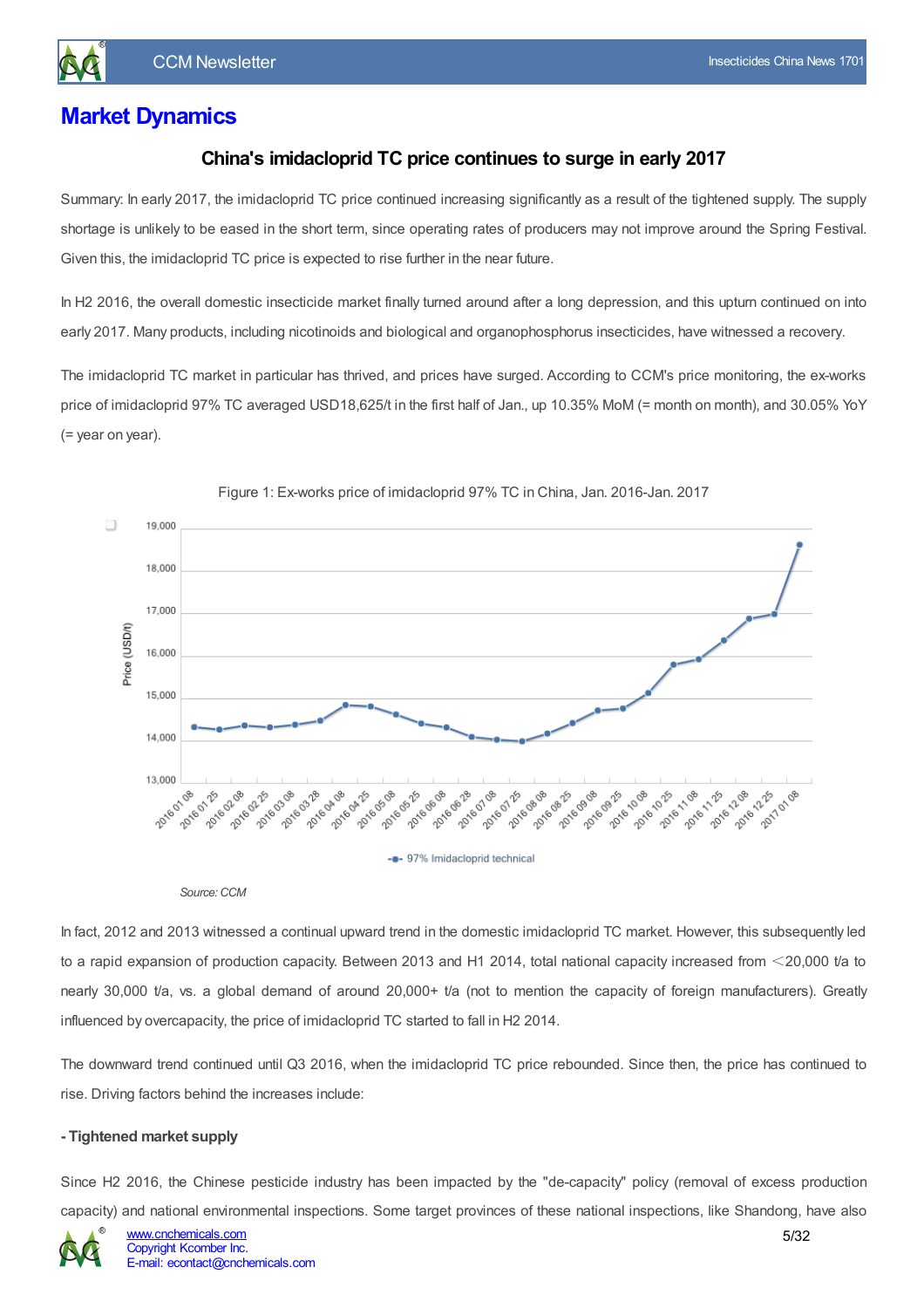# Market Dynamics

### China's imidacloprid TC price continues to surge in early 2017

Summary: In early 2017, the imidacloprid TC price continued increasing significantly as a result of the tightened supply. The supply shortage is unlikely to be eased in the short term, since operating rates of producers may not improve around the Spring Festival. Given this, the imidacloprid TC price is expected to rise further in the near future.

In H2 2016, the overall domestic insecticide market finally turned around after a long depression, and this upturn continued on into early 2017. Many products, including nicotinoids and biological and organophosphorus insecticides, have witnessed a recovery.

The imidacloprid TC market in particular has thrived, and prices have surged. According to CCM's price monitoring, the ex-works price of imidacloprid 97% TC averaged USD18,625/t in the first half of Jan., up 10.35% MoM (= month on month), and 30.05% YoY (= year on year).

Figure 1: Ex-works price of imidacloprid 97% TC in China, Jan. 2016-Jan. 2017

*Source: CCM*

In fact, 2012 and 2013 witnessed a continual upward trend in the domestic imidacloprid TC market. However, this subsequently led to a rapid expansion of production capacity. Between 2013 and H1 2014, total national capacity increased from <20,000 t/a to nearly 30,000 t/a, vs. a global demand of around 20,000+ t/a (not to mention the capacity of foreign manufacturers). Greatly influenced by overcapacity, the price of imidacloprid TC started to fall in H2 2014.

The downward trend continued until Q3 2016, when the imidacloprid TC price rebounded. Since then, the price has continued to rise. Driving factors behind the increases include:

**- Tightened market supply**

Since H2 2016, the Chinese pesticide industry has been impacted by the "de-capacity" policy (removal of excess production capacity) and national environmental inspections. Some target provinces of these national inspections, like Shandong, have also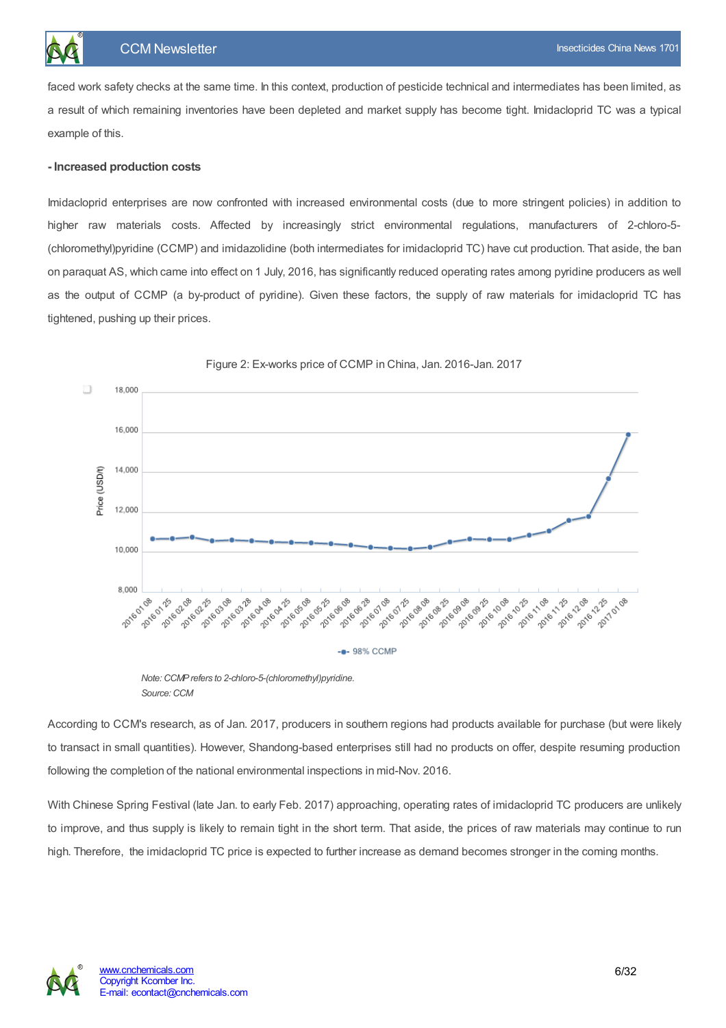faced work safety checks at the same time. In this context, production of pesticide technical and intermediates has been limited, as a result of which remaining inventories have been depleted and market supply has become tight. Imidacloprid TC was a typical example of this.

**- Increased production costs**

Imidacloprid enterprises are now confronted with increased environmental costs (due to more stringent policies) in addition to higher raw materials costs. Affected by increasingly strict environmental regulations, manufacturers of 2-chloro-5-(chloromethyl)pyridine (CCMP) and imidazolidine (both intermediates for imidacloprid TC) have cut production. That aside, the ban on paraquat AS, which came into effect on 1 July, 2016, has significantly reduced operating rates among pyridine producers as well as the output of CCMP (a by-product of pyridine). Given these factors, the supply of raw materials for imidacloprid TC has tightened, pushing up their prices.

Figure 2: Ex-works price of CCMP in China, Jan. 2016-Jan. 2017

*Note: CCMP refers to 2-chloro-5-(chloromethyl)pyridine.*
*Source: CCM*

According to CCM's research, as of Jan. 2017, producers in southern regions had products available for purchase (but were likely to transact in small quantities). However, Shandong-based enterprises still had no products on offer, despite resuming production following the completion of the national environmental inspections in mid-Nov. 2016.

With Chinese Spring Festival (late Jan. to early Feb. 2017) approaching, operating rates of imidacloprid TC producers are unlikely to improve, and thus supply is likely to remain tight in the short term. That aside, the prices of raw materials may continue to run high. Therefore, the imidacloprid TC price is expected to further increase as demand becomes stronger in the coming months.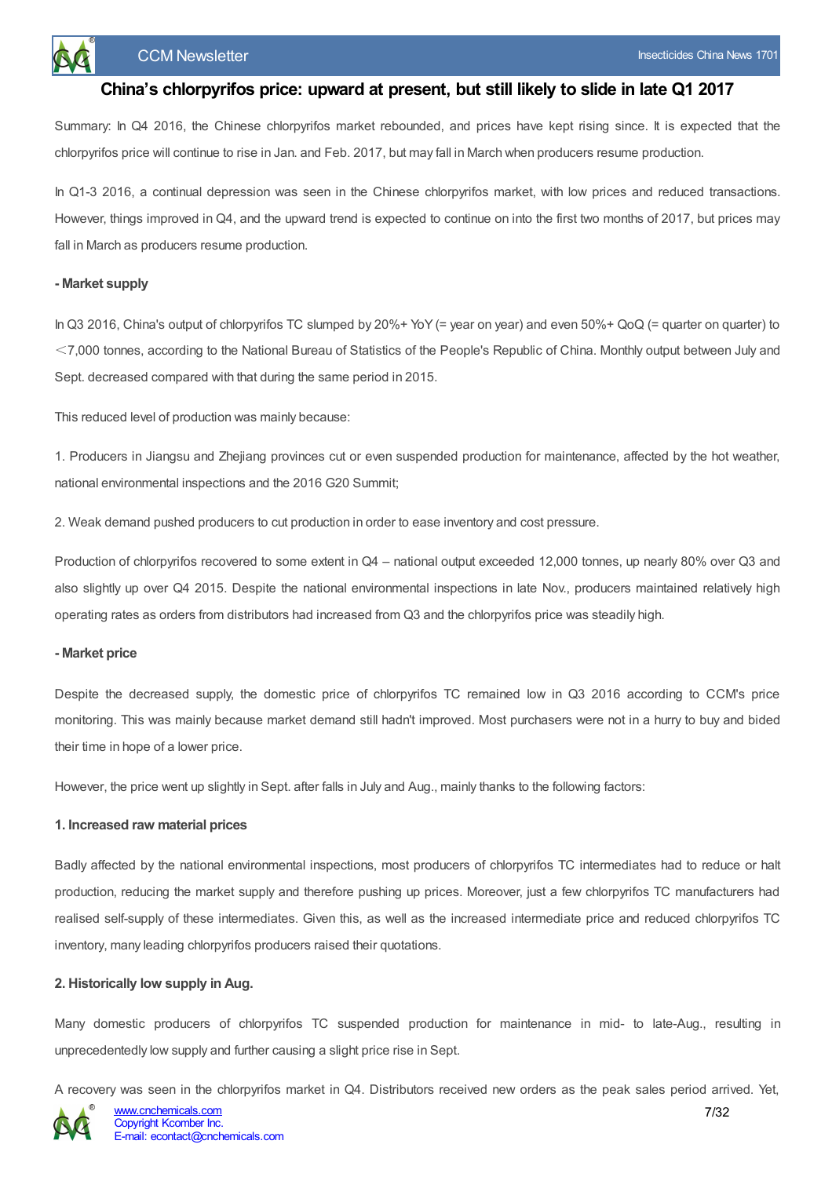# China's chlorpyrifos price: upward at present, but still likely to slide in late Q1 2017

Summary: In Q4 2016, the Chinese chlorpyrifos market rebounded, and prices have kept rising since. It is expected that the chlorpyrifos price will continue to rise in Jan. and Feb. 2017, but may fall in March when producers resume production.

In Q1-3 2016, a continual depression was seen in the Chinese chlorpyrifos market, with low prices and reduced transactions. However, things improved in Q4, and the upward trend is expected to continue on into the first two months of 2017, but prices may fall in March as producers resume production.

**- Market supply**

In Q3 2016, China's output of chlorpyrifos TC slumped by 20%+ YoY (= year on year) and even 50%+ QoQ (= quarter on quarter) to <7,000 tonnes, according to the National Bureau of Statistics of the People's Republic of China. Monthly output between July and Sept. decreased compared with that during the same period in 2015.

This reduced level of production was mainly because:

1. Producers in Jiangsu and Zhejiang provinces cut or even suspended production for maintenance, affected by the hot weather, national environmental inspections and the 2016 G20 Summit;

2. Weak demand pushed producers to cut production in order to ease inventory and cost pressure.

Production of chlorpyrifos recovered to some extent in Q4 – national output exceeded 12,000 tonnes, up nearly 80% over Q3 and also slightly up over Q4 2015. Despite the national environmental inspections in late Nov., producers maintained relatively high operating rates as orders from distributors had increased from Q3 and the chlorpyrifos price was steadily high.

**- Market price**

Despite the decreased supply, the domestic price of chlorpyrifos TC remained low in Q3 2016 according to CCM's price monitoring. This was mainly because market demand still hadn't improved. Most purchasers were not in a hurry to buy and bided their time in hope of a lower price.

However, the price went up slightly in Sept. after falls in July and Aug., mainly thanks to the following factors:

**1. Increased raw material prices**

Badly affected by the national environmental inspections, most producers of chlorpyrifos TC intermediates had to reduce or halt production, reducing the market supply and therefore pushing up prices. Moreover, just a few chlorpyrifos TC manufacturers had realised self-supply of these intermediates. Given this, as well as the increased intermediate price and reduced chlorpyrifos TC inventory, many leading chlorpyrifos producers raised their quotations.

**2. Historically low supply in Aug.**

Many domestic producers of chlorpyrifos TC suspended production for maintenance in mid- to late-Aug., resulting in unprecedentedly low supply and further causing a slight price rise in Sept.

A recovery was seen in the chlorpyrifos market in Q4. Distributors received new orders as the peak sales period arrived. Yet,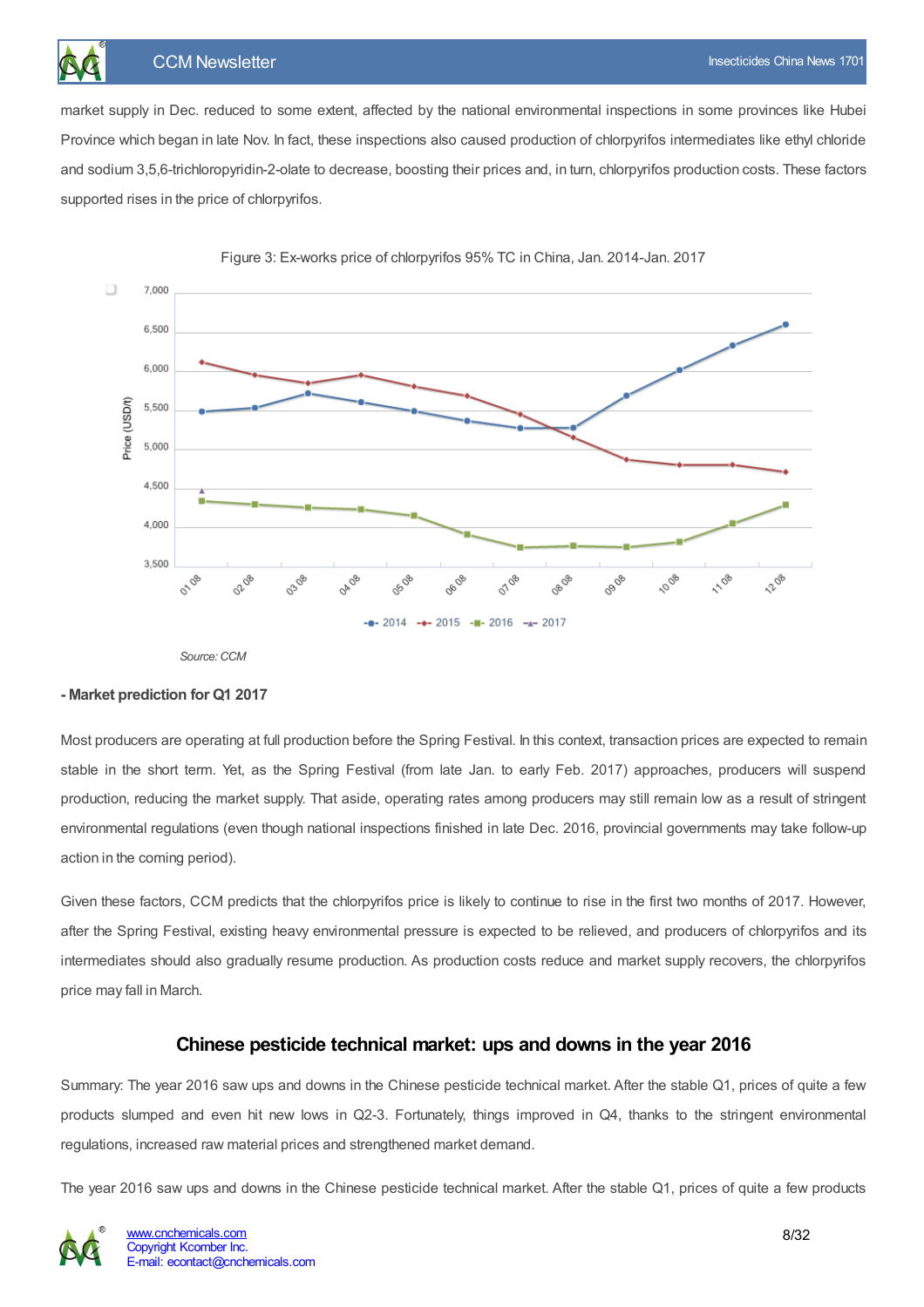market supply in Dec. reduced to some extent, affected by the national environmental inspections in some provinces like Hubei Province which began in late Nov. In fact, these inspections also caused production of chlorpyrifos intermediates like ethyl chloride and sodium 3,5,6-trichloropyridin-2-olate to decrease, boosting their prices and, in turn, chlorpyrifos production costs. These factors supported rises in the price of chlorpyrifos.

Figure 3: Ex-works price of chlorpyrifos 95% TC in China, Jan. 2014-Jan. 2017

*Source: CCM*

**- Market prediction for Q1 2017**

Most producers are operating at full production before the Spring Festival. In this context, transaction prices are expected to remain stable in the short term. Yet, as the Spring Festival (from late Jan. to early Feb. 2017) approaches, producers will suspend production, reducing the market supply. That aside, operating rates among producers may still remain low as a result of stringent environmental regulations (even though national inspections finished in late Dec. 2016, provincial governments may take follow-up action in the coming period).

Given these factors, CCM predicts that the chlorpyrifos price is likely to continue to rise in the first two months of 2017. However, after the Spring Festival, existing heavy environmental pressure is expected to be relieved, and producers of chlorpyrifos and its intermediates should also gradually resume production. As production costs reduce and market supply recovers, the chlorpyrifos price may fall in March.

## Chinese pesticide technical market: ups and downs in the year 2016

Summary: The year 2016 saw ups and downs in the Chinese pesticide technical market. After the stable Q1, prices of quite a few products slumped and even hit new lows in Q2-3. Fortunately, things improved in Q4, thanks to the stringent environmental regulations, increased raw material prices and strengthened market demand.

The year 2016 saw ups and downs in the Chinese pesticide technical market. After the stable Q1, prices of quite a few products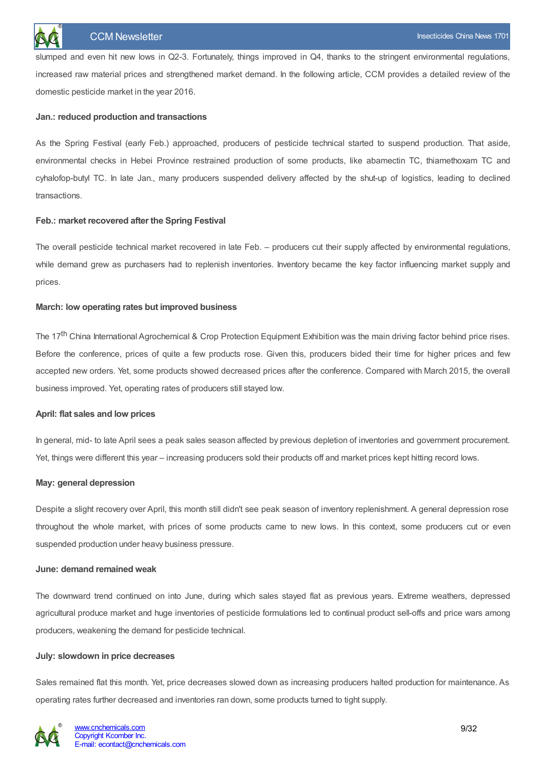slumped and even hit new lows in Q2-3. Fortunately, things improved in Q4, thanks to the stringent environmental regulations, increased raw material prices and strengthened market demand. In the following article, CCM provides a detailed review of the domestic pesticide market in the year 2016.

**Jan.: reduced production and transactions**

As the Spring Festival (early Feb.) approached, producers of pesticide technical started to suspend production. That aside, environmental checks in Hebei Province restrained production of some products, like abamectin TC, thiamethoxam TC and cyhalofop-butyl TC. In late Jan., many producers suspended delivery affected by the shut-up of logistics, leading to declined transactions.

**Feb.: market recovered after the Spring Festival**

The overall pesticide technical market recovered in late Feb. – producers cut their supply affected by environmental regulations, while demand grew as purchasers had to replenish inventories. Inventory became the key factor influencing market supply and prices.

**March: low operating rates but improved business**

The 17th China International Agrochemical & Crop Protection Equipment Exhibition was the main driving factor behind price rises. Before the conference, prices of quite a few products rose. Given this, producers bided their time for higher prices and few accepted new orders. Yet, some products showed decreased prices after the conference. Compared with March 2015, the overall business improved. Yet, operating rates of producers still stayed low.

**April: flat sales and low prices**

In general, mid- to late April sees a peak sales season affected by previous depletion of inventories and government procurement. Yet, things were different this year – increasing producers sold their products off and market prices kept hitting record lows.

**May: general depression**

Despite a slight recovery over April, this month still didn't see peak season of inventory replenishment. A general depression rose throughout the whole market, with prices of some products came to new lows. In this context, some producers cut or even suspended production under heavy business pressure.

**June: demand remained weak**

The downward trend continued on into June, during which sales stayed flat as previous years. Extreme weathers, depressed agricultural produce market and huge inventories of pesticide formulations led to continual product sell-offs and price wars among producers, weakening the demand for pesticide technical.

**July: slowdown in price decreases**

Sales remained flat this month. Yet, price decreases slowed down as increasing producers halted production for maintenance. As operating rates further decreased and inventories ran down, some products turned to tight supply.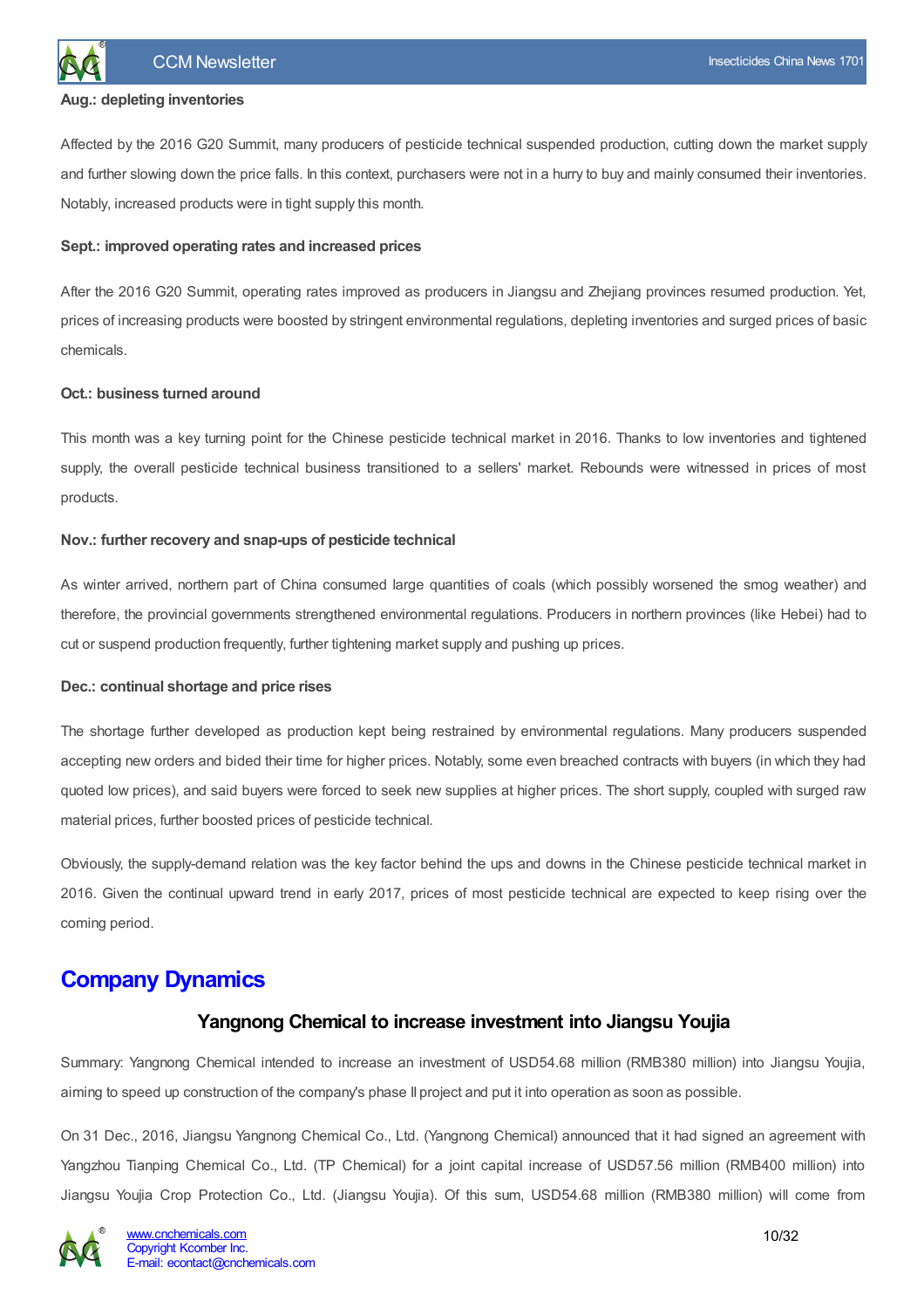**Aug.: depleting inventories**

Affected by the 2016 G20 Summit, many producers of pesticide technical suspended production, cutting down the market supply and further slowing down the price falls. In this context, purchasers were not in a hurry to buy and mainly consumed their inventories. Notably, increased products were in tight supply this month.

**Sept.: improved operating rates and increased prices**

After the 2016 G20 Summit, operating rates improved as producers in Jiangsu and Zhejiang provinces resumed production. Yet, prices of increasing products were boosted by stringent environmental regulations, depleting inventories and surged prices of basic chemicals.

**Oct.: business turned around**

This month was a key turning point for the Chinese pesticide technical market in 2016. Thanks to low inventories and tightened supply, the overall pesticide technical business transitioned to a sellers' market. Rebounds were witnessed in prices of most products.

**Nov.: further recovery and snap-ups of pesticide technical**

As winter arrived, northern part of China consumed large quantities of coals (which possibly worsened the smog weather) and therefore, the provincial governments strengthened environmental regulations. Producers in northern provinces (like Hebei) had to cut or suspend production frequently, further tightening market supply and pushing up prices.

**Dec.: continual shortage and price rises**

The shortage further developed as production kept being restrained by environmental regulations. Many producers suspended accepting new orders and bided their time for higher prices. Notably, some even breached contracts with buyers (in which they had quoted low prices), and said buyers were forced to seek new supplies at higher prices. The short supply, coupled with surged raw material prices, further boosted prices of pesticide technical.

Obviously, the supply-demand relation was the key factor behind the ups and downs in the Chinese pesticide technical market in 2016. Given the continual upward trend in early 2017, prices of most pesticide technical are expected to keep rising over the coming period.

# Company Dynamics

### Yangnong Chemical to increase investment into Jiangsu Youjia

Summary: Yangnong Chemical intended to increase an investment of USD54.68 million (RMB380 million) into Jiangsu Youjia, aiming to speed up construction of the company's phase II project and put it into operation as soon as possible.

On 31 Dec., 2016, Jiangsu Yangnong Chemical Co., Ltd. (Yangnong Chemical) announced that it had signed an agreement with Yangzhou Tianping Chemical Co., Ltd. (TP Chemical) for a joint capital increase of USD57.56 million (RMB400 million) into Jiangsu Youjia Crop Protection Co., Ltd. (Jiangsu Youjia). Of this sum, USD54.68 million (RMB380 million) will come from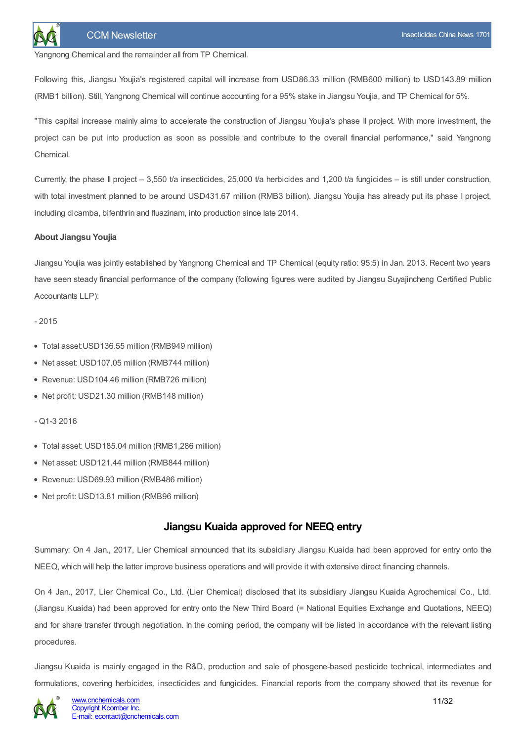Yangnong Chemical and the remainder all from TP Chemical.

Following this, Jiangsu Youjia's registered capital will increase from USD86.33 million (RMB600 million) to USD143.89 million (RMB1 billion). Still, Yangnong Chemical will continue accounting for a 95% stake in Jiangsu Youjia, and TP Chemical for 5%.

"This capital increase mainly aims to accelerate the construction of Jiangsu Youjia's phase II project. With more investment, the project can be put into production as soon as possible and contribute to the overall financial performance," said Yangnong Chemical.

Currently, the phase II project – 3,550 t/a insecticides, 25,000 t/a herbicides and 1,200 t/a fungicides – is still under construction, with total investment planned to be around USD431.67 million (RMB3 billion). Jiangsu Youjia has already put its phase I project, including dicamba, bifenthrin and fluazinam, into production since late 2014.

**About Jiangsu Youjia**

Jiangsu Youjia was jointly established by Yangnong Chemical and TP Chemical (equity ratio: 95:5) in Jan. 2013. Recent two years have seen steady financial performance of the company (following figures were audited by Jiangsu Suyajincheng Certified Public Accountants LLP):

- 2015

- Total asset:USD136.55 million (RMB949 million)
- Net asset: USD107.05 million (RMB744 million)
- Revenue: USD104.46 million (RMB726 million)
- Net profit: USD21.30 million (RMB148 million)

- Q1-3 2016

- Total asset: USD185.04 million (RMB1,286 million)
- Net asset: USD121.44 million (RMB844 million)
- Revenue: USD69.93 million (RMB486 million)
- Net profit: USD13.81 million (RMB96 million)

## Jiangsu Kuaida approved for NEEQ entry

Summary: On 4 Jan., 2017, Lier Chemical announced that its subsidiary Jiangsu Kuaida had been approved for entry onto the NEEQ, which will help the latter improve business operations and will provide it with extensive direct financing channels.

On 4 Jan., 2017, Lier Chemical Co., Ltd. (Lier Chemical) disclosed that its subsidiary Jiangsu Kuaida Agrochemical Co., Ltd. (Jiangsu Kuaida) had been approved for entry onto the New Third Board (= National Equities Exchange and Quotations, NEEQ) and for share transfer through negotiation. In the coming period, the company will be listed in accordance with the relevant listing procedures.

Jiangsu Kuaida is mainly engaged in the R&D, production and sale of phosgene-based pesticide technical, intermediates and formulations, covering herbicides, insecticides and fungicides. Financial reports from the company showed that its revenue for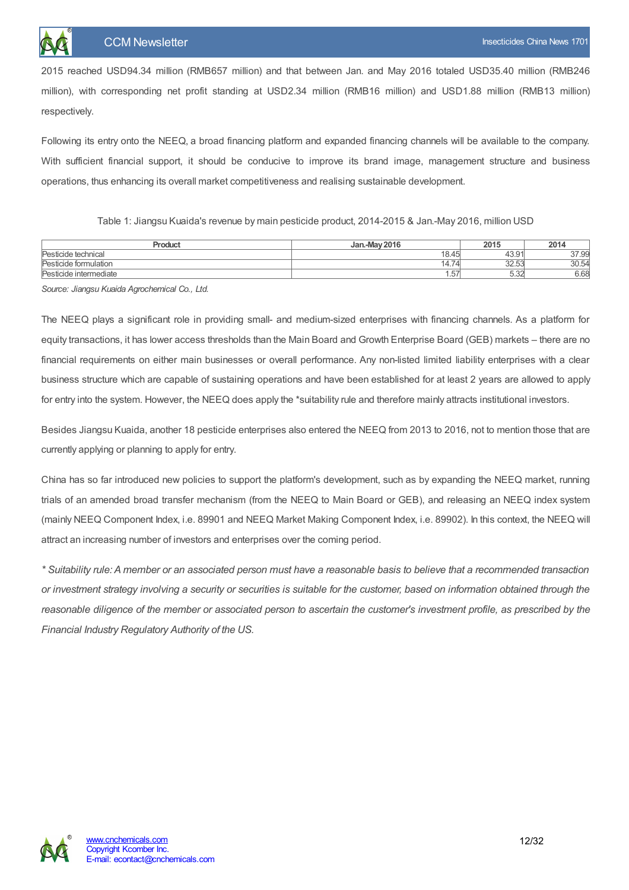2015 reached USD94.34 million (RMB657 million) and that between Jan. and May 2016 totaled USD35.40 million (RMB246 million), with corresponding net profit standing at USD2.34 million (RMB16 million) and USD1.88 million (RMB13 million) respectively.

Following its entry onto the NEEQ, a broad financing platform and expanded financing channels will be available to the company. With sufficient financial support, it should be conducive to improve its brand image, management structure and business operations, thus enhancing its overall market competitiveness and realising sustainable development.

Table 1: Jiangsu Kuaida's revenue by main pesticide product, 2014-2015 & Jan.-May 2016, million USD

| Product | Jan.-May 2016 | 2015 | 2014 |
|---|---|---|---|
| Pesticide technical | 18.45 | 43.91 | 37.99 |
| Pesticide formulation | 14.74 | 32.53 | 30.54 |
| Pesticide intermediate | 1.57 | 5.32 | 6.68 |

*Source: Jiangsu Kuaida Agrochemical Co., Ltd.*

The NEEQ plays a significant role in providing small- and medium-sized enterprises with financing channels. As a platform for equity transactions, it has lower access thresholds than the Main Board and Growth Enterprise Board (GEB) markets – there are no financial requirements on either main businesses or overall performance. Any non-listed limited liability enterprises with a clear business structure which are capable of sustaining operations and have been established for at least 2 years are allowed to apply for entry into the system. However, the NEEQ does apply the *suitability rule and therefore mainly attracts institutional investors.

Besides Jiangsu Kuaida, another 18 pesticide enterprises also entered the NEEQ from 2013 to 2016, not to mention those that are currently applying or planning to apply for entry.

China has so far introduced new policies to support the platform's development, such as by expanding the NEEQ market, running trials of an amended broad transfer mechanism (from the NEEQ to Main Board or GEB), and releasing an NEEQ index system (mainly NEEQ Component Index, i.e. 89901 and NEEQ Market Making Component Index, i.e. 89902). In this context, the NEEQ will attract an increasing number of investors and enterprises over the coming period.

*\* Suitability rule: A member or an associated person must have a reasonable basis to believe that a recommended transaction or investment strategy involving a security or securities is suitable for the customer, based on information obtained through the reasonable diligence of the member or associated person to ascertain the customer's investment profile, as prescribed by the Financial Industry Regulatory Authority of the US.*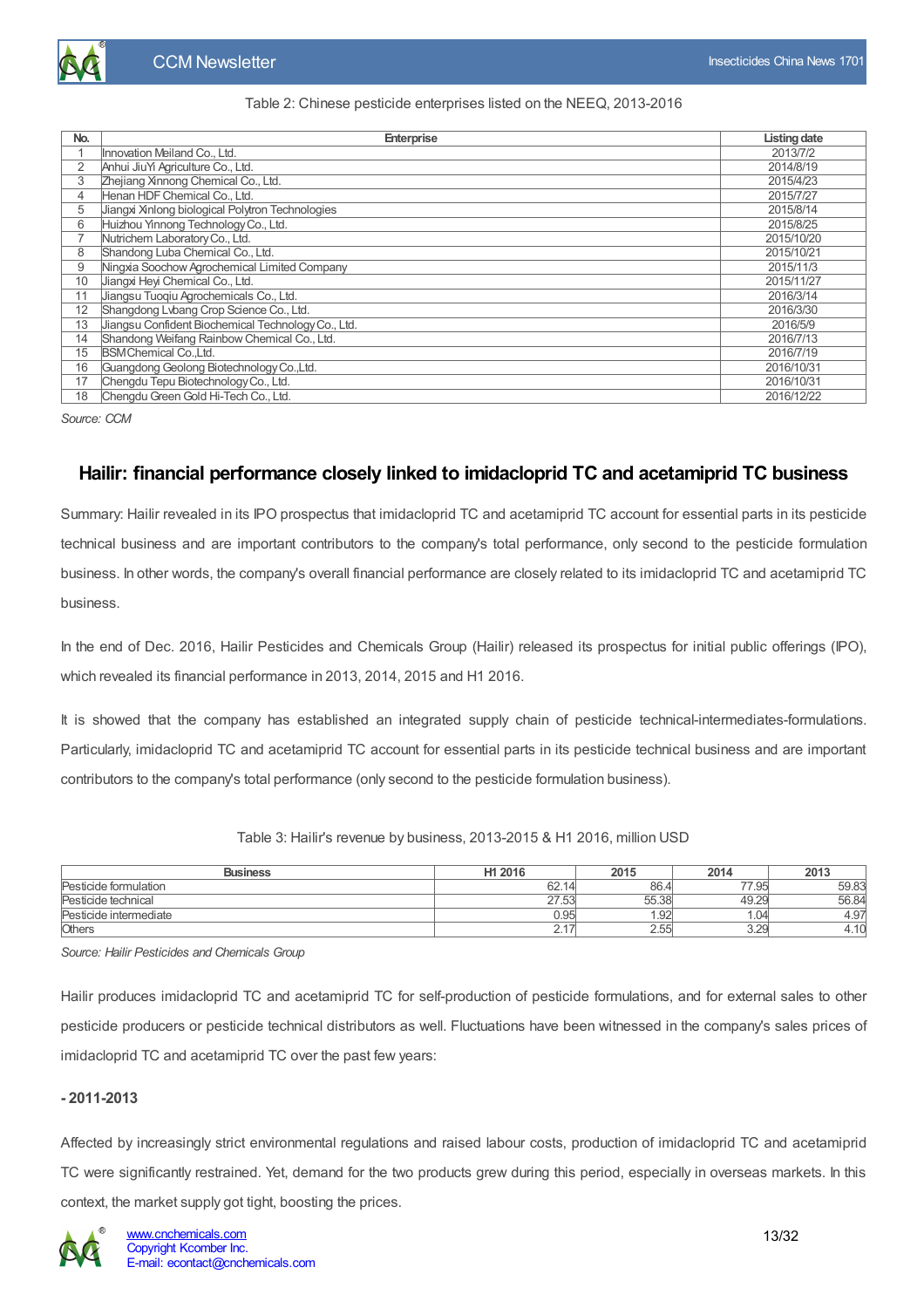Table 2: Chinese pesticide enterprises listed on the NEEQ, 2013-2016

| No. | Enterprise | Listing date |
|---|---|---|
| 1 | Innovation Meiland Co., Ltd. | 2013/7/2 |
| 2 | Anhui JiuYi Agriculture Co., Ltd. | 2014/8/19 |
| 3 | Zhejiang Xinnong Chemical Co., Ltd. | 2015/4/23 |
| 4 | Henan HDF Chemical Co., Ltd. | 2015/7/27 |
| 5 | Jiangxi Xinlong biological Polytron Technologies | 2015/8/14 |
| 6 | Huizhou Yinnong Technology Co., Ltd. | 2015/8/25 |
| 7 | Nutrichem Laboratory Co., Ltd. | 2015/10/20 |
| 8 | Shandong Luba Chemical Co., Ltd. | 2015/10/21 |
| 9 | Ningxia Soochow Agrochemical Limited Company | 2015/11/3 |
| 10 | Jiangxi Heyi Chemical Co., Ltd. | 2015/11/27 |
| 11 | Jiangsu Tuoqiu Agrochemicals Co., Ltd. | 2016/3/14 |
| 12 | Shangdong Lvbang Crop Science Co., Ltd. | 2016/3/30 |
| 13 | Jiangsu Confident Biochemical Technology Co., Ltd. | 2016/5/9 |
| 14 | Shandong Weifang Rainbow Chemical Co., Ltd. | 2016/7/13 |
| 15 | BSM Chemical Co.,Ltd. | 2016/7/19 |
| 16 | Guangdong Geolong Biotechnology Co.,Ltd. | 2016/10/31 |
| 17 | Chengdu Tepu Biotechnology Co., Ltd. | 2016/10/31 |
| 18 | Chengdu Green Gold Hi-Tech Co., Ltd. | 2016/12/22 |

*Source: CCM*

## Hailir: financial performance closely linked to imidacloprid TC and acetamiprid TC business

Summary: Hailir revealed in its IPO prospectus that imidacloprid TC and acetamiprid TC account for essential parts in its pesticide technical business and are important contributors to the company's total performance, only second to the pesticide formulation business. In other words, the company's overall financial performance are closely related to its imidacloprid TC and acetamiprid TC business.

In the end of Dec. 2016, Hailir Pesticides and Chemicals Group (Hailir) released its prospectus for initial public offerings (IPO), which revealed its financial performance in 2013, 2014, 2015 and H1 2016.

It is showed that the company has established an integrated supply chain of pesticide technical-intermediates-formulations. Particularly, imidacloprid TC and acetamiprid TC account for essential parts in its pesticide technical business and are important contributors to the company's total performance (only second to the pesticide formulation business).

Table 3: Hailir's revenue by business, 2013-2015 & H1 2016, million USD

| Business | H1 2016 | 2015 | 2014 | 2013 |
|---|---|---|---|---|
| Pesticide formulation | 62.14 | 86.4 | 77.95 | 59.83 |
| Pesticide technical | 27.53 | 55.38 | 49.29 | 56.84 |
| Pesticide intermediate | 0.95 | 1.92 | 1.04 | 4.97 |
| Others | 2.17 | 2.55 | 3.29 | 4.10 |

*Source: Hailir Pesticides and Chemicals Group*

Hailir produces imidacloprid TC and acetamiprid TC for self-production of pesticide formulations, and for external sales to other pesticide producers or pesticide technical distributors as well. Fluctuations have been witnessed in the company's sales prices of imidacloprid TC and acetamiprid TC over the past few years:

**- 2011-2013**

Affected by increasingly strict environmental regulations and raised labour costs, production of imidacloprid TC and acetamiprid TC were significantly restrained. Yet, demand for the two products grew during this period, especially in overseas markets. In this context, the market supply got tight, boosting the prices.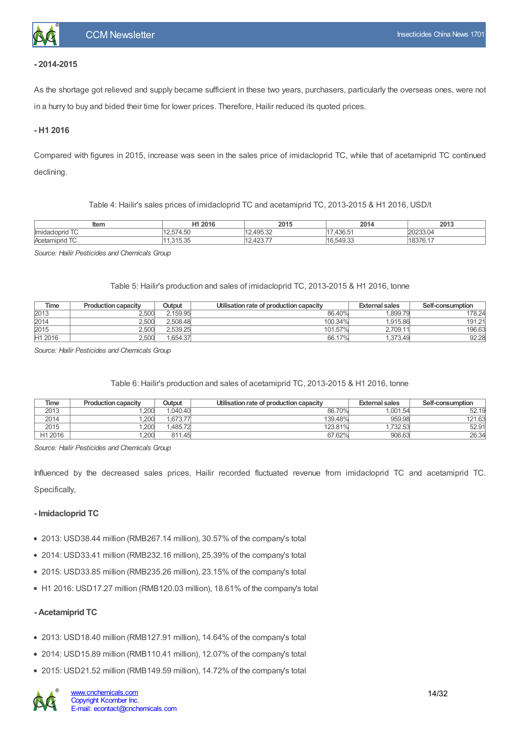**- 2014-2015**

As the shortage got relieved and supply became sufficient in these two years, purchasers, particularly the overseas ones, were not in a hurry to buy and bided their time for lower prices. Therefore, Hailir reduced its quoted prices.

**- H1 2016**

Compared with figures in 2015, increase was seen in the sales price of imidacloprid TC, while that of acetamiprid TC continued declining.

Table 4: Hailir's sales prices of imidacloprid TC and acetamiprid TC, 2013-2015 & H1 2016, USD/t

| Item | H1 2016 | 2015 | 2014 | 2013 |
|---|---|---|---|---|
| Imidacloprid TC | 12,574.50 | 12,495.32 | 17,436.51 | 20233.04 |
| Acetamiprid TC | 11,315.35 | 12,423.77 | 16,549.33 | 18376.17 |

*Source: Hailir Pesticides and Chemicals Group*

Table 5: Hailir's production and sales of imidacloprid TC, 2013-2015 & H1 2016, tonne

| Time | Production capacity | Output | Utilisation rate of production capacity | External sales | Self-consumption |
|---|---|---|---|---|---|
| 2013 | 2,500 | 2,159.95 | 86.40% | 1,899.79 | 178.24 |
| 2014 | 2,500 | 2,508.48 | 100.34% | 1,915.86 | 191.21 |
| 2015 | 2,500 | 2,539.25 | 101.57% | 2,709.11 | 196.63 |
| H1 2016 | 2,500 | 1,654.37 | 66.17% | 1,373.49 | 92.28 |

*Source: Hailir Pesticides and Chemicals Group*

Table 6: Hailir's production and sales of acetamiprid TC, 2013-2015 & H1 2016, tonne

| Time | Production capacity | Output | Utilisation rate of production capacity | External sales | Self-consumption |
|---|---|---|---|---|---|
| 2013 | 1,200 | 1,040.40 | 86.70% | 1,001.54 | 52.19 |
| 2014 | 1,200 | 1,673.77 | 139.48% | 959.98 | 121.63 |
| 2015 | 1,200 | 1,485.72 | 123.81% | 1,732.53 | 52.91 |
| H1 2016 | 1,200 | 811.45 | 67.62% | 906.63 | 26.34 |

*Source: Hailir Pesticides and Chemicals Group*

Influenced by the decreased sales prices, Hailir recorded fluctuated revenue from imidacloprid TC and acetamiprid TC. Specifically,

**- Imidacloprid TC**

- 2013: USD38.44 million (RMB267.14 million), 30.57% of the company's total
- 2014: USD33.41 million (RMB232.16 million), 25.39% of the company's total
- 2015: USD33.85 million (RMB235.26 million), 23.15% of the company's total
- H1 2016: USD17.27 million (RMB120.03 million), 18.61% of the company's total

**- Acetamiprid TC**

- 2013: USD18.40 million (RMB127.91 million), 14.64% of the company's total
- 2014: USD15.89 million (RMB110.41 million), 12.07% of the company's total
- 2015: USD21.52 million (RMB149.59 million), 14.72% of the company's total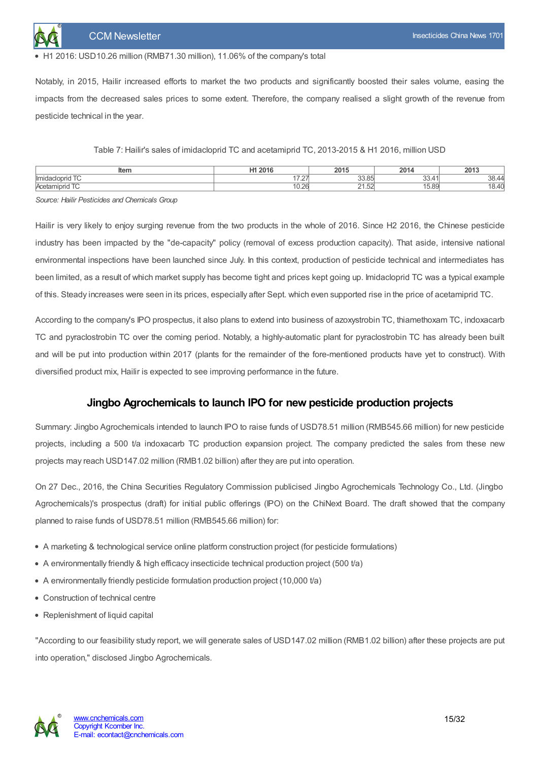- H1 2016: USD10.26 million (RMB71.30 million), 11.06% of the company's total

Notably, in 2015, Hailir increased efforts to market the two products and significantly boosted their sales volume, easing the impacts from the decreased sales prices to some extent. Therefore, the company realised a slight growth of the revenue from pesticide technical in the year.

Table 7: Hailir's sales of imidacloprid TC and acetamiprid TC, 2013-2015 & H1 2016, million USD

| Item | H1 2016 | 2015 | 2014 | 2013 |
|---|---|---|---|---|
| Imidacloprid TC | 17.27 | 33.85 | 33.41 | 38.44 |
| Acetamiprid TC | 10.26 | 21.52 | 15.89 | 18.40 |

*Source: Hailir Pesticides and Chemicals Group*

Hailir is very likely to enjoy surging revenue from the two products in the whole of 2016. Since H2 2016, the Chinese pesticide industry has been impacted by the "de-capacity" policy (removal of excess production capacity). That aside, intensive national environmental inspections have been launched since July. In this context, production of pesticide technical and intermediates has been limited, as a result of which market supply has become tight and prices kept going up. Imidacloprid TC was a typical example of this. Steady increases were seen in its prices, especially after Sept. which even supported rise in the price of acetamiprid TC.

According to the company's IPO prospectus, it also plans to extend into business of azoxystrobin TC, thiamethoxam TC, indoxacarb TC and pyraclostrobin TC over the coming period. Notably, a highly-automatic plant for pyraclostrobin TC has already been built and will be put into production within 2017 (plants for the remainder of the fore-mentioned products have yet to construct). With diversified product mix, Hailir is expected to see improving performance in the future.

## Jingbo Agrochemicals to launch IPO for new pesticide production projects

Summary: Jingbo Agrochemicals intended to launch IPO to raise funds of USD78.51 million (RMB545.66 million) for new pesticide projects, including a 500 t/a indoxacarb TC production expansion project. The company predicted the sales from these new projects may reach USD147.02 million (RMB1.02 billion) after they are put into operation.

On 27 Dec., 2016, the China Securities Regulatory Commission publicised Jingbo Agrochemicals Technology Co., Ltd. (Jingbo Agrochemicals)'s prospectus (draft) for initial public offerings (IPO) on the ChiNext Board. The draft showed that the company planned to raise funds of USD78.51 million (RMB545.66 million) for:

- A marketing & technological service online platform construction project (for pesticide formulations)
- A environmentally friendly & high efficacy insecticide technical production project (500 t/a)
- A environmentally friendly pesticide formulation production project (10,000 t/a)
- Construction of technical centre
- Replenishment of liquid capital

"According to our feasibility study report, we will generate sales of USD147.02 million (RMB1.02 billion) after these projects are put into operation," disclosed Jingbo Agrochemicals.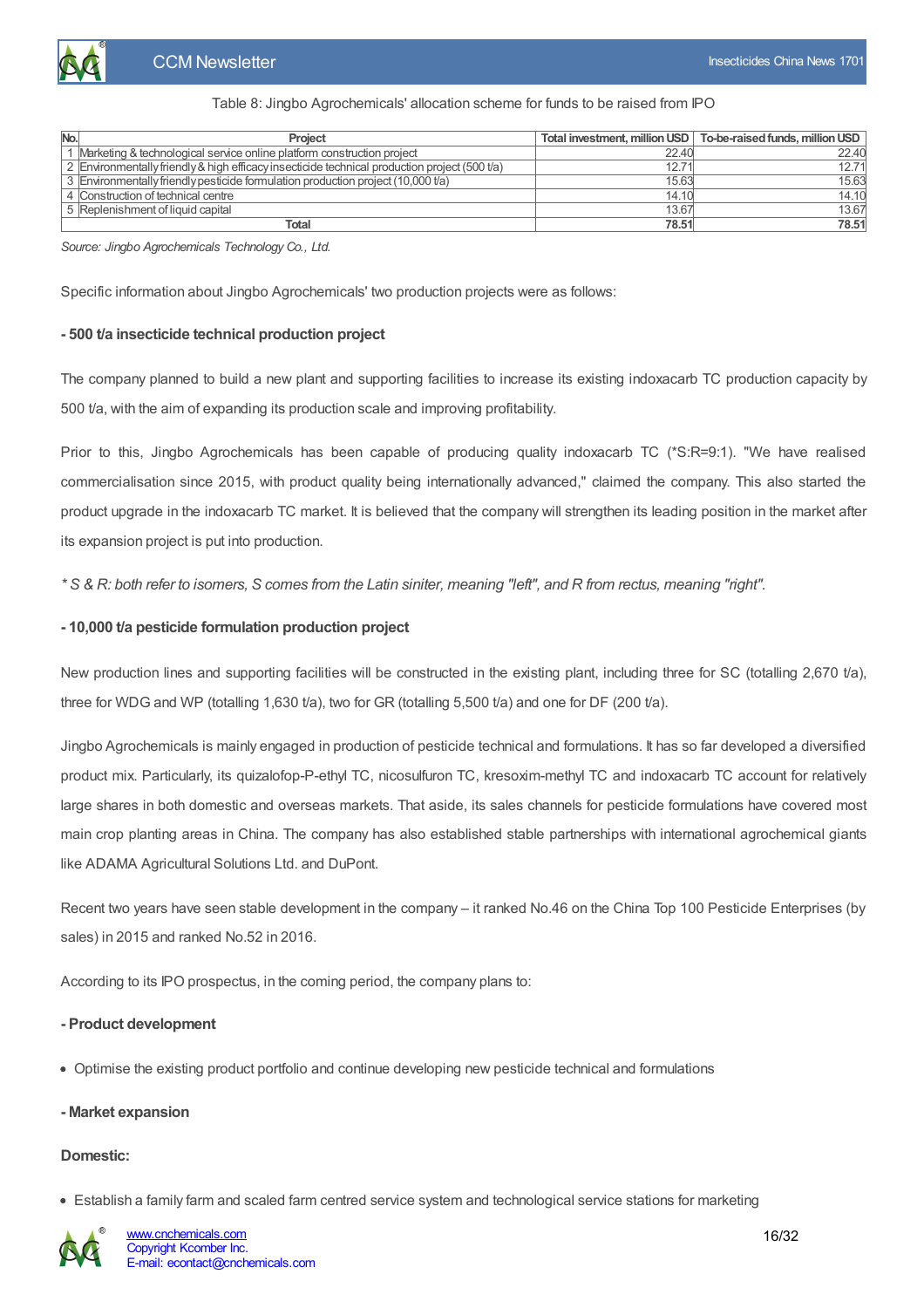Table 8: Jingbo Agrochemicals' allocation scheme for funds to be raised from IPO

| No. | Project | Total investment, million USD | To-be-raised funds, million USD |
| --- | --- | --- | --- |
| 1 | Marketing & technological service online platform construction project | 22.40 | 22.40 |
| 2 | Environmentally friendly & high efficacy insecticide technical production project (500 t/a) | 12.71 | 12.71 |
| 3 | Environmentally friendly pesticide formulation production project (10,000 t/a) | 15.63 | 15.63 |
| 4 | Construction of technical centre | 14.10 | 14.10 |
| 5 | Replenishment of liquid capital | 13.67 | 13.67 |
| | **Total** | **78.51** | **78.51** |

*Source: Jingbo Agrochemicals Technology Co., Ltd.*

Specific information about Jingbo Agrochemicals' two production projects were as follows:

**- 500 t/a insecticide technical production project**

The company planned to build a new plant and supporting facilities to increase its existing indoxacarb TC production capacity by 500 t/a, with the aim of expanding its production scale and improving profitability.

Prior to this, Jingbo Agrochemicals has been capable of producing quality indoxacarb TC (*S:R=9:1). "We have realised commercialisation since 2015, with product quality being internationally advanced," claimed the company. This also started the product upgrade in the indoxacarb TC market. It is believed that the company will strengthen its leading position in the market after its expansion project is put into production.

*\* S & R: both refer to isomers, S comes from the Latin siniter, meaning "left", and R from rectus, meaning "right".*

**- 10,000 t/a pesticide formulation production project**

New production lines and supporting facilities will be constructed in the existing plant, including three for SC (totalling 2,670 t/a), three for WDG and WP (totalling 1,630 t/a), two for GR (totalling 5,500 t/a) and one for DF (200 t/a).

Jingbo Agrochemicals is mainly engaged in production of pesticide technical and formulations. It has so far developed a diversified product mix. Particularly, its quizalofop-P-ethyl TC, nicosulfuron TC, kresoxim-methyl TC and indoxacarb TC account for relatively large shares in both domestic and overseas markets. That aside, its sales channels for pesticide formulations have covered most main crop planting areas in China. The company has also established stable partnerships with international agrochemical giants like ADAMA Agricultural Solutions Ltd. and DuPont.

Recent two years have seen stable development in the company – it ranked No.46 on the China Top 100 Pesticide Enterprises (by sales) in 2015 and ranked No.52 in 2016.

According to its IPO prospectus, in the coming period, the company plans to:

**- Product development**

- Optimise the existing product portfolio and continue developing new pesticide technical and formulations

**- Market expansion**

**Domestic:**

- Establish a family farm and scaled farm centred service system and technological service stations for marketing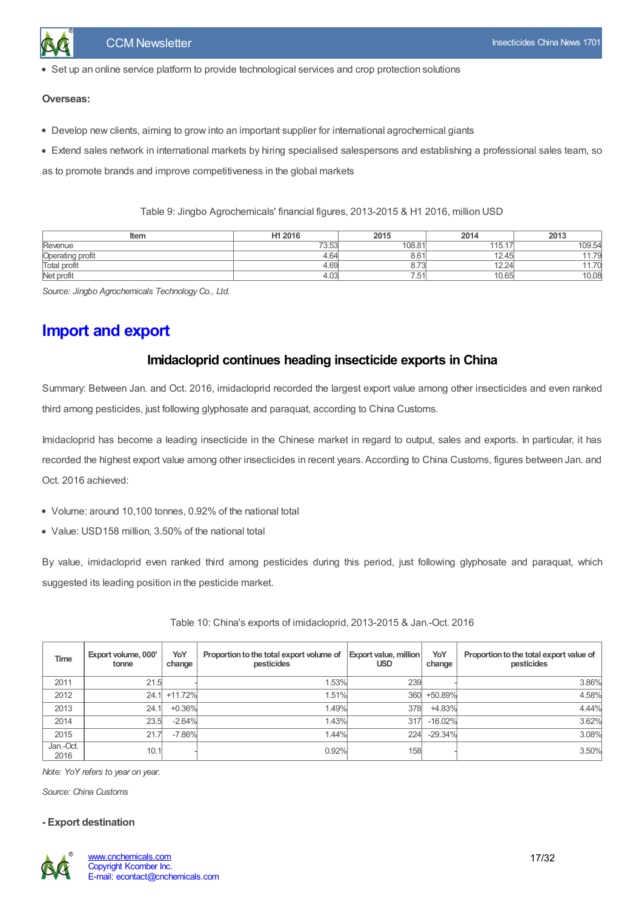- Set up an online service platform to provide technological services and crop protection solutions

**Overseas:**

- Develop new clients, aiming to grow into an important supplier for international agrochemical giants
- Extend sales network in international markets by hiring specialised salespersons and establishing a professional sales team, so as to promote brands and improve competitiveness in the global markets

Table 9: Jingbo Agrochemicals' financial figures, 2013-2015 & H1 2016, million USD

| Item | H1 2016 | 2015 | 2014 | 2013 |
|---|---|---|---|---|
| Revenue | 73.53 | 108.81 | 115.17 | 109.54 |
| Operating profit | 4.64 | 8.61 | 12.45 | 11.79 |
| Total profit | 4.69 | 8.73 | 12.24 | 11.70 |
| Net profit | 4.03 | 7.51 | 10.65 | 10.08 |

*Source: Jingbo Agrochemicals Technology Co., Ltd.*

# Import and export

## Imidacloprid continues heading insecticide exports in China

Summary: Between Jan. and Oct. 2016, imidacloprid recorded the largest export value among other insecticides and even ranked third among pesticides, just following glyphosate and paraquat, according to China Customs.

Imidacloprid has become a leading insecticide in the Chinese market in regard to output, sales and exports. In particular, it has recorded the highest export value among other insecticides in recent years. According to China Customs, figures between Jan. and Oct. 2016 achieved:

- Volume: around 10,100 tonnes, 0.92% of the national total
- Value: USD158 million, 3.50% of the national total

By value, imidacloprid even ranked third among pesticides during this period, just following glyphosate and paraquat, which suggested its leading position in the pesticide market.

Table 10: China's exports of imidacloprid, 2013-2015 & Jan.-Oct. 2016

| Time | Export volume, 000' tonne | YoY change | Proportion to the total export volume of pesticides | Export value, million USD | YoY change | Proportion to the total export value of pesticides |
|---|---|---|---|---|---|---|
| 2011 | 21.5 | - | 1.53% | 239 | - | 3.86% |
| 2012 | 24.1 | +11.72% | 1.51% | 360 | +50.89% | 4.58% |
| 2013 | 24.1 | +0.36% | 1.49% | 378 | +4.83% | 4.44% |
| 2014 | 23.5 | -2.64% | 1.43% | 317 | -16.02% | 3.62% |
| 2015 | 21.7 | -7.86% | 1.44% | 224 | -29.34% | 3.08% |
| Jan.-Oct. 2016 | 10.1 | - | 0.92% | 158 | - | 3.50% |

*Note: YoY refers to year on year.*

*Source: China Customs*

**- Export destination**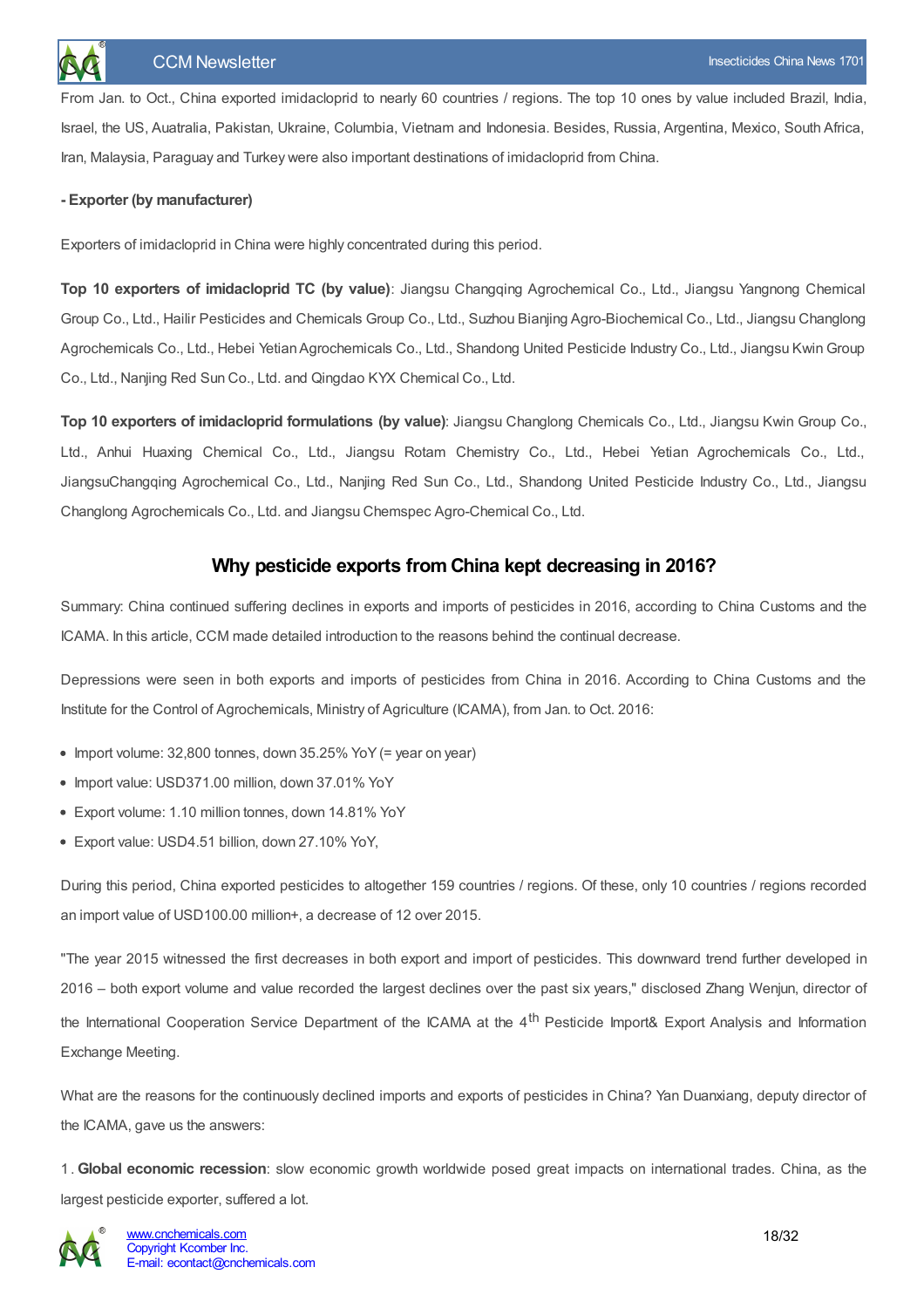From Jan. to Oct., China exported imidacloprid to nearly 60 countries / regions. The top 10 ones by value included Brazil, India, Israel, the US, Auatralia, Pakistan, Ukraine, Columbia, Vietnam and Indonesia. Besides, Russia, Argentina, Mexico, South Africa, Iran, Malaysia, Paraguay and Turkey were also important destinations of imidacloprid from China.

**- Exporter (by manufacturer)**

Exporters of imidacloprid in China were highly concentrated during this period.

**Top 10 exporters of imidacloprid TC (by value)**: Jiangsu Changqing Agrochemical Co., Ltd., Jiangsu Yangnong Chemical Group Co., Ltd., Hailir Pesticides and Chemicals Group Co., Ltd., Suzhou Bianjing Agro-Biochemical Co., Ltd., Jiangsu Changlong Agrochemicals Co., Ltd., Hebei Yetian Agrochemicals Co., Ltd., Shandong United Pesticide Industry Co., Ltd., Jiangsu Kwin Group Co., Ltd., Nanjing Red Sun Co., Ltd. and Qingdao KYX Chemical Co., Ltd.

**Top 10 exporters of imidacloprid formulations (by value)**: Jiangsu Changlong Chemicals Co., Ltd., Jiangsu Kwin Group Co., Ltd., Anhui Huaxing Chemical Co., Ltd., Jiangsu Rotam Chemistry Co., Ltd., Hebei Yetian Agrochemicals Co., Ltd., JiangsuChangqing Agrochemical Co., Ltd., Nanjing Red Sun Co., Ltd., Shandong United Pesticide Industry Co., Ltd., Jiangsu Changlong Agrochemicals Co., Ltd. and Jiangsu Chemspec Agro-Chemical Co., Ltd.

## Why pesticide exports from China kept decreasing in 2016?

Summary: China continued suffering declines in exports and imports of pesticides in 2016, according to China Customs and the ICAMA. In this article, CCM made detailed introduction to the reasons behind the continual decrease.

Depressions were seen in both exports and imports of pesticides from China in 2016. According to China Customs and the Institute for the Control of Agrochemicals, Ministry of Agriculture (ICAMA), from Jan. to Oct. 2016:

- Import volume: 32,800 tonnes, down 35.25% YoY (= year on year)
- Import value: USD371.00 million, down 37.01% YoY
- Export volume: 1.10 million tonnes, down 14.81% YoY
- Export value: USD4.51 billion, down 27.10% YoY,

During this period, China exported pesticides to altogether 159 countries / regions. Of these, only 10 countries / regions recorded an import value of USD100.00 million+, a decrease of 12 over 2015.

"The year 2015 witnessed the first decreases in both export and import of pesticides. This downward trend further developed in 2016 – both export volume and value recorded the largest declines over the past six years," disclosed Zhang Wenjun, director of the International Cooperation Service Department of the ICAMA at the 4th Pesticide Import& Export Analysis and Information Exchange Meeting.

What are the reasons for the continuously declined imports and exports of pesticides in China? Yan Duanxiang, deputy director of the ICAMA, gave us the answers:

1. **Global economic recession**: slow economic growth worldwide posed great impacts on international trades. China, as the largest pesticide exporter, suffered a lot.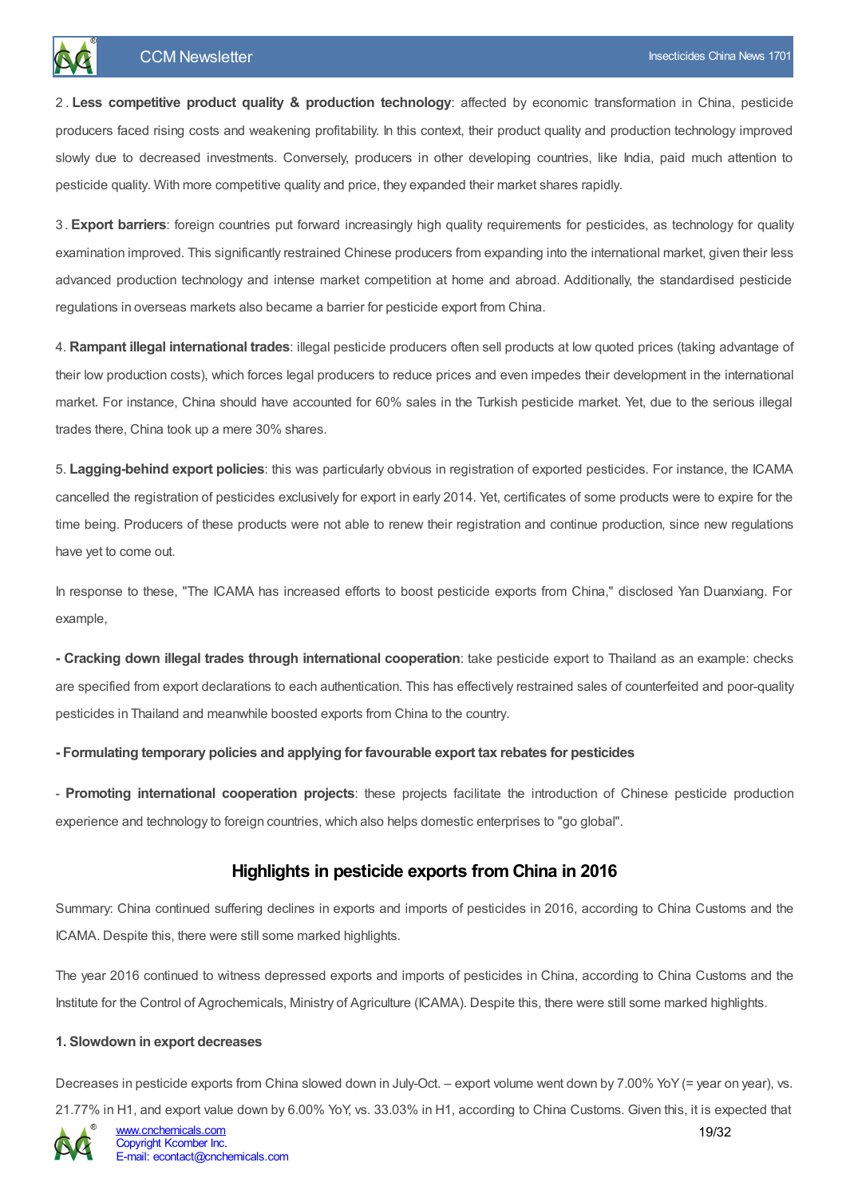2 . **Less competitive product quality & production technology**: affected by economic transformation in China, pesticide producers faced rising costs and weakening profitability. In this context, their product quality and production technology improved slowly due to decreased investments. Conversely, producers in other developing countries, like India, paid much attention to pesticide quality. With more competitive quality and price, they expanded their market shares rapidly.

3 . **Export barriers**: foreign countries put forward increasingly high quality requirements for pesticides, as technology for quality examination improved. This significantly restrained Chinese producers from expanding into the international market, given their less advanced production technology and intense market competition at home and abroad. Additionally, the standardised pesticide regulations in overseas markets also became a barrier for pesticide export from China.

4. **Rampant illegal international trades**: illegal pesticide producers often sell products at low quoted prices (taking advantage of their low production costs), which forces legal producers to reduce prices and even impedes their development in the international market. For instance, China should have accounted for 60% sales in the Turkish pesticide market. Yet, due to the serious illegal trades there, China took up a mere 30% shares.

5. **Lagging-behind export policies**: this was particularly obvious in registration of exported pesticides. For instance, the ICAMA cancelled the registration of pesticides exclusively for export in early 2014. Yet, certificates of some products were to expire for the time being. Producers of these products were not able to renew their registration and continue production, since new regulations have yet to come out.

In response to these, "The ICAMA has increased efforts to boost pesticide exports from China," disclosed Yan Duanxiang. For example,

**- Cracking down illegal trades through international cooperation**: take pesticide export to Thailand as an example: checks are specified from export declarations to each authentication. This has effectively restrained sales of counterfeited and poor-quality pesticides in Thailand and meanwhile boosted exports from China to the country.

**- Formulating temporary policies and applying for favourable export tax rebates for pesticides**

- **Promoting international cooperation projects**: these projects facilitate the introduction of Chinese pesticide production experience and technology to foreign countries, which also helps domestic enterprises to "go global".

## Highlights in pesticide exports from China in 2016

Summary: China continued suffering declines in exports and imports of pesticides in 2016, according to China Customs and the ICAMA. Despite this, there were still some marked highlights.

The year 2016 continued to witness depressed exports and imports of pesticides in China, according to China Customs and the Institute for the Control of Agrochemicals, Ministry of Agriculture (ICAMA). Despite this, there were still some marked highlights.

**1. Slowdown in export decreases**

Decreases in pesticide exports from China slowed down in July-Oct. – export volume went down by 7.00% YoY (= year on year), vs. 21.77% in H1, and export value down by 6.00% YoY, vs. 33.03% in H1, according to China Customs. Given this, it is expected that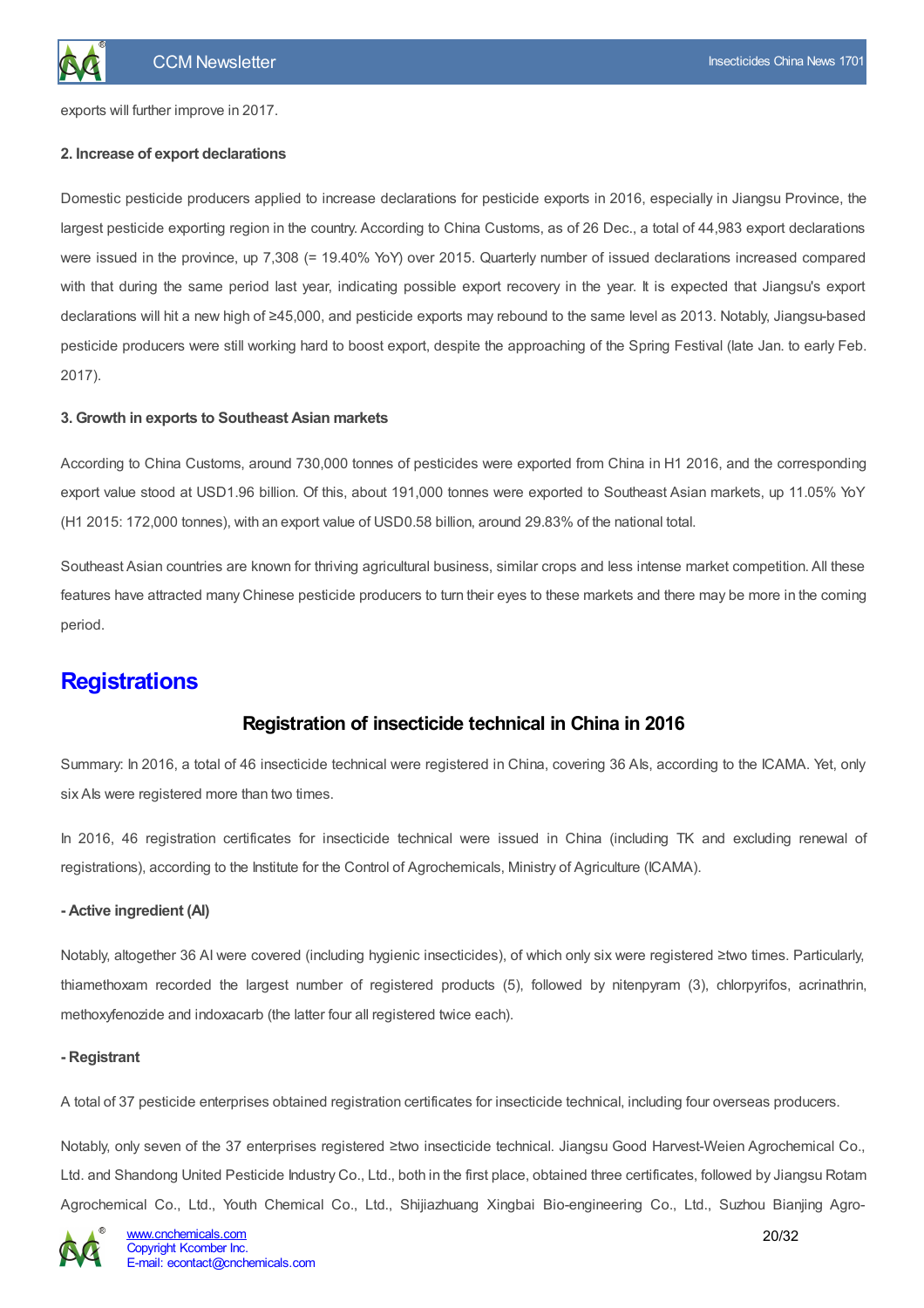exports will further improve in 2017.

**2. Increase of export declarations**

Domestic pesticide producers applied to increase declarations for pesticide exports in 2016, especially in Jiangsu Province, the largest pesticide exporting region in the country. According to China Customs, as of 26 Dec., a total of 44,983 export declarations were issued in the province, up 7,308 (= 19.40% YoY) over 2015. Quarterly number of issued declarations increased compared with that during the same period last year, indicating possible export recovery in the year. It is expected that Jiangsu's export declarations will hit a new high of ≥45,000, and pesticide exports may rebound to the same level as 2013. Notably, Jiangsu-based pesticide producers were still working hard to boost export, despite the approaching of the Spring Festival (late Jan. to early Feb. 2017).

**3. Growth in exports to Southeast Asian markets**

According to China Customs, around 730,000 tonnes of pesticides were exported from China in H1 2016, and the corresponding export value stood at USD1.96 billion. Of this, about 191,000 tonnes were exported to Southeast Asian markets, up 11.05% YoY (H1 2015: 172,000 tonnes), with an export value of USD0.58 billion, around 29.83% of the national total.

Southeast Asian countries are known for thriving agricultural business, similar crops and less intense market competition. All these features have attracted many Chinese pesticide producers to turn their eyes to these markets and there may be more in the coming period.

# Registrations

## Registration of insecticide technical in China in 2016

Summary: In 2016, a total of 46 insecticide technical were registered in China, covering 36 AIs, according to the ICAMA. Yet, only six AIs were registered more than two times.

In 2016, 46 registration certificates for insecticide technical were issued in China (including TK and excluding renewal of registrations), according to the Institute for the Control of Agrochemicals, Ministry of Agriculture (ICAMA).

**- Active ingredient (AI)**

Notably, altogether 36 AI were covered (including hygienic insecticides), of which only six were registered ≥two times. Particularly, thiamethoxam recorded the largest number of registered products (5), followed by nitenpyram (3), chlorpyrifos, acrinathrin, methoxyfenozide and indoxacarb (the latter four all registered twice each).

**- Registrant**

A total of 37 pesticide enterprises obtained registration certificates for insecticide technical, including four overseas producers.

Notably, only seven of the 37 enterprises registered ≥two insecticide technical. Jiangsu Good Harvest-Weien Agrochemical Co., Ltd. and Shandong United Pesticide Industry Co., Ltd., both in the first place, obtained three certificates, followed by Jiangsu Rotam Agrochemical Co., Ltd., Youth Chemical Co., Ltd., Shijiazhuang Xingbai Bio-engineering Co., Ltd., Suzhou Bianjing Agro-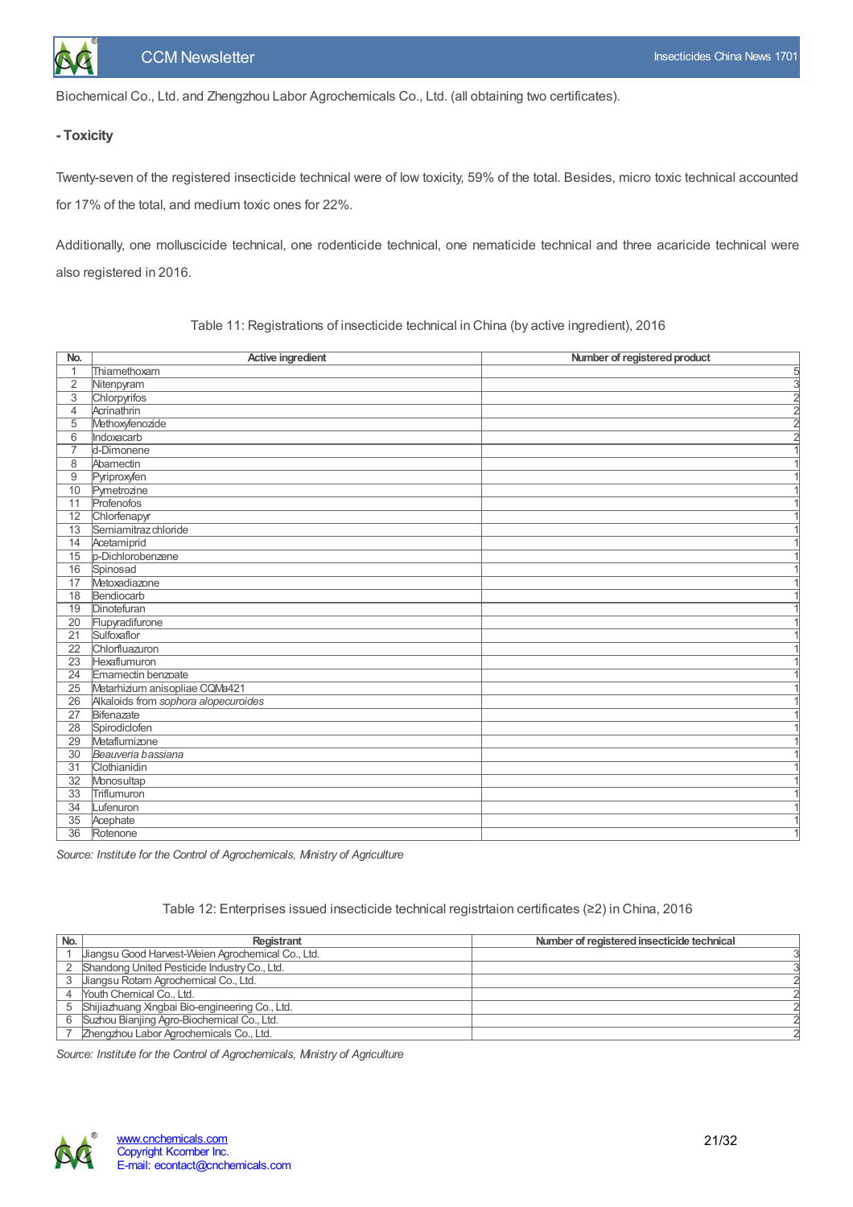Biochemical Co., Ltd. and Zhengzhou Labor Agrochemicals Co., Ltd. (all obtaining two certificates).

**- Toxicity**

Twenty-seven of the registered insecticide technical were of low toxicity, 59% of the total. Besides, micro toxic technical accounted for 17% of the total, and medium toxic ones for 22%.

Additionally, one molluscicide technical, one rodenticide technical, one nematicide technical and three acaricide technical were also registered in 2016.

Table 11: Registrations of insecticide technical in China (by active ingredient), 2016

| No. | Active ingredient | Number of registered product |
|---|---|---|
| 1 | Thiamethoxam | 5 |
| 2 | Nitenpyram | 3 |
| 3 | Chlorpyrifos | 2 |
| 4 | Acrinathrin | 2 |
| 5 | Methoxyfenozide | 2 |
| 6 | Indoxacarb | 2 |
| 7 | d-Dimonene | 1 |
| 8 | Abamectin | 1 |
| 9 | Pyriproxyfen | 1 |
| 10 | Pymetrozine | 1 |
| 11 | Profenofos | 1 |
| 12 | Chlorfenapyr | 1 |
| 13 | Semiamitraz chloride | 1 |
| 14 | Acetamiprid | 1 |
| 15 | p-Dichlorobenzene | 1 |
| 16 | Spinosad | 1 |
| 17 | Metoxadiazone | 1 |
| 18 | Bendiocarb | 1 |
| 19 | Dinotefuran | 1 |
| 20 | Flupyradifurone | 1 |
| 21 | Sulfoxaflor | 1 |
| 22 | Chlorfluazuron | 1 |
| 23 | Hexaflumuron | 1 |
| 24 | Emamectin benzoate | 1 |
| 25 | Metarhizium anisopliae CQMa421 | 1 |
| 26 | Alkaloids from *sophora alopecuroides* | 1 |
| 27 | Bifenazate | 1 |
| 28 | Spirodiclofen | 1 |
| 29 | Metaflumizone | 1 |
| 30 | *Beauveria bassiana* | 1 |
| 31 | Clothianidin | 1 |
| 32 | Monosultap | 1 |
| 33 | Triflumuron | 1 |
| 34 | Lufenuron | 1 |
| 35 | Acephate | 1 |
| 36 | Rotenone | 1 |

*Source: Institute for the Control of Agrochemicals, Ministry of Agriculture*

Table 12: Enterprises issued insecticide technical registrtaion certificates (≥2) in China, 2016

| No. | Registrant | Number of registered insecticide technical |
|---|---|---|
| 1 | Jiangsu Good Harvest-Weien Agrochemical Co., Ltd. | 3 |
| 2 | Shandong United Pesticide Industry Co., Ltd. | 3 |
| 3 | Jiangsu Rotam Agrochemical Co., Ltd. | 2 |
| 4 | Youth Chemical Co., Ltd. | 2 |
| 5 | Shijiazhuang Xingbai Bio-engineering Co., Ltd. | 2 |
| 6 | Suzhou Bianjing Agro-Biochemical Co., Ltd. | 2 |
| 7 | Zhengzhou Labor Agrochemicals Co., Ltd. | 2 |

*Source: Institute for the Control of Agrochemicals, Ministry of Agriculture*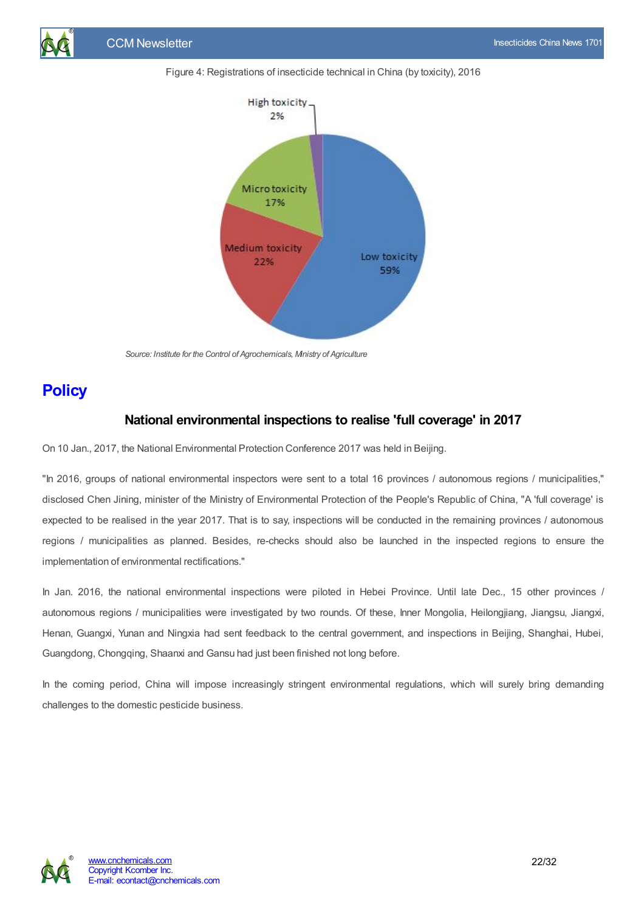Figure 4: Registrations of insecticide technical in China (by toxicity), 2016

High toxicity 2%

Micro toxicity 17%

Medium toxicity 22%

Low toxicity 59%

*Source: Institute for the Control of Agrochemicals, Ministry of Agriculture*

# Policy

## National environmental inspections to realise 'full coverage' in 2017

On 10 Jan., 2017, the National Environmental Protection Conference 2017 was held in Beijing.

"In 2016, groups of national environmental inspectors were sent to a total 16 provinces / autonomous regions / municipalities," disclosed Chen Jining, minister of the Ministry of Environmental Protection of the People's Republic of China, "A 'full coverage' is expected to be realised in the year 2017. That is to say, inspections will be conducted in the remaining provinces / autonomous regions / municipalities as planned. Besides, re-checks should also be launched in the inspected regions to ensure the implementation of environmental rectifications."

In Jan. 2016, the national environmental inspections were piloted in Hebei Province. Until late Dec., 15 other provinces / autonomous regions / municipalities were investigated by two rounds. Of these, Inner Mongolia, Heilongjiang, Jiangsu, Jiangxi, Henan, Guangxi, Yunan and Ningxia had sent feedback to the central government, and inspections in Beijing, Shanghai, Hubei, Guangdong, Chongqing, Shaanxi and Gansu had just been finished not long before.

In the coming period, China will impose increasingly stringent environmental regulations, which will surely bring demanding challenges to the domestic pesticide business.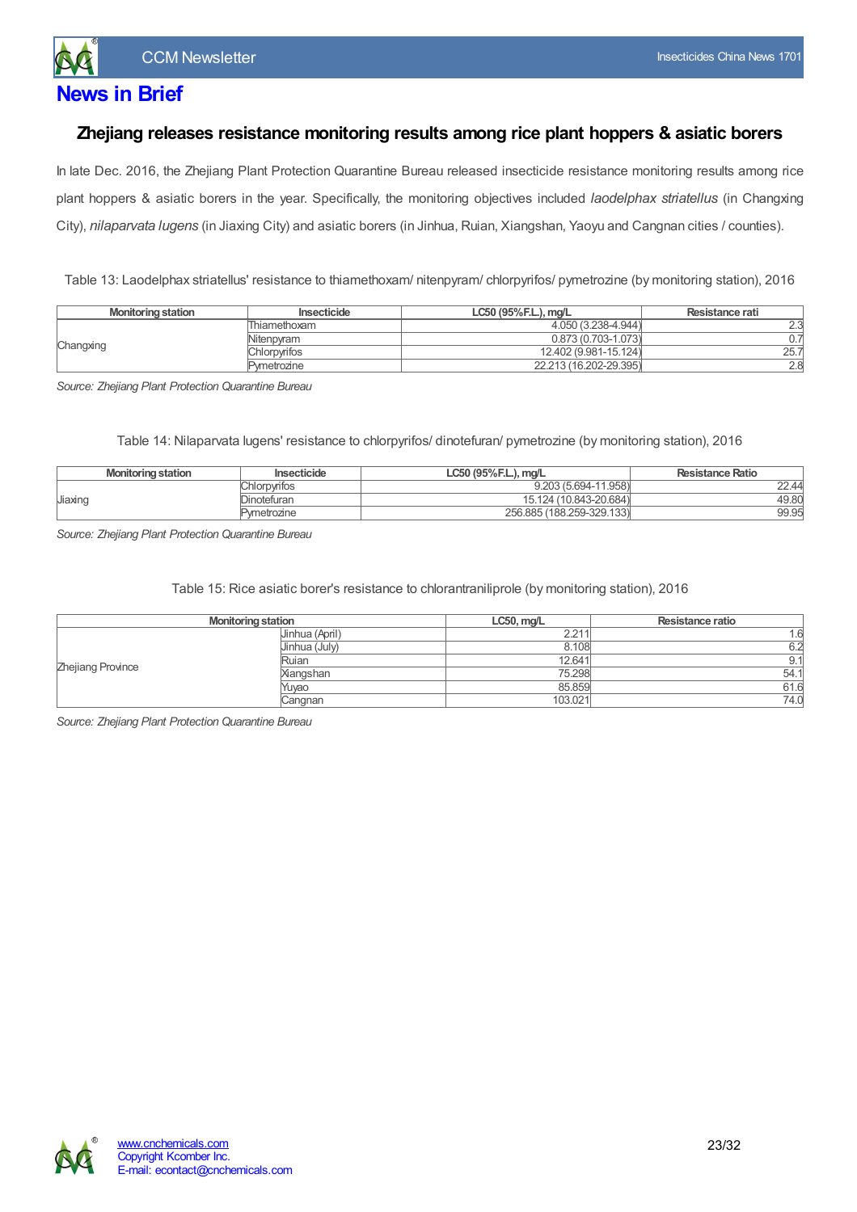# News in Brief

### Zhejiang releases resistance monitoring results among rice plant hoppers & asiatic borers

In late Dec. 2016, the Zhejiang Plant Protection Quarantine Bureau released insecticide resistance monitoring results among rice plant hoppers & asiatic borers in the year. Specifically, the monitoring objectives included *laodelphax striatellus* (in Changxing City), *nilaparvata lugens* (in Jiaxing City) and asiatic borers (in Jinhua, Ruian, Xiangshan, Yaoyu and Cangnan cities / counties).

Table 13: Laodelphax striatellus' resistance to thiamethoxam/ nitenpyram/ chlorpyrifos/ pymetrozine (by monitoring station), 2016

| Monitoring station | Insecticide | LC50 (95%F.L.), mg/L | Resistance rati |
|---|---|---|---|
| Changxing | Thiamethoxam | 4.050 (3.238-4.944) | 2.3 |
| | Nitenpyram | 0.873 (0.703-1.073) | 0.7 |
| | Chlorpyrifos | 12.402 (9.981-15.124) | 25.7 |
| | Pymetrozine | 22.213 (16.202-29.395) | 2.8 |

*Source: Zhejiang Plant Protection Quarantine Bureau*

Table 14: Nilaparvata lugens' resistance to chlorpyrifos/ dinotefuran/ pymetrozine (by monitoring station), 2016

| Monitoring station | Insecticide | LC50 (95%F.L.), mg/L | Resistance Ratio |
|---|---|---|---|
| Jiaxing | Chlorpyrifos | 9.203 (5.694-11.958) | 22.44 |
| | Dinotefuran | 15.124 (10.843-20.684) | 49.80 |
| | Pymetrozine | 256.885 (188.259-329.133) | 99.95 |

*Source: Zhejiang Plant Protection Quarantine Bureau*

Table 15: Rice asiatic borer's resistance to chlorantraniliprole (by monitoring station), 2016

| Monitoring station | | LC50, mg/L | Resistance ratio |
|---|---|---|---|
| Zhejiang Province | Jinhua (April) | 2.211 | 1.6 |
| | Jinhua (July) | 8.108 | 6.2 |
| | Ruian | 12.641 | 9.1 |
| | Xiangshan | 75.298 | 54.1 |
| | Yuyao | 85.859 | 61.6 |
| | Cangnan | 103.021 | 74.0 |

*Source: Zhejiang Plant Protection Quarantine Bureau*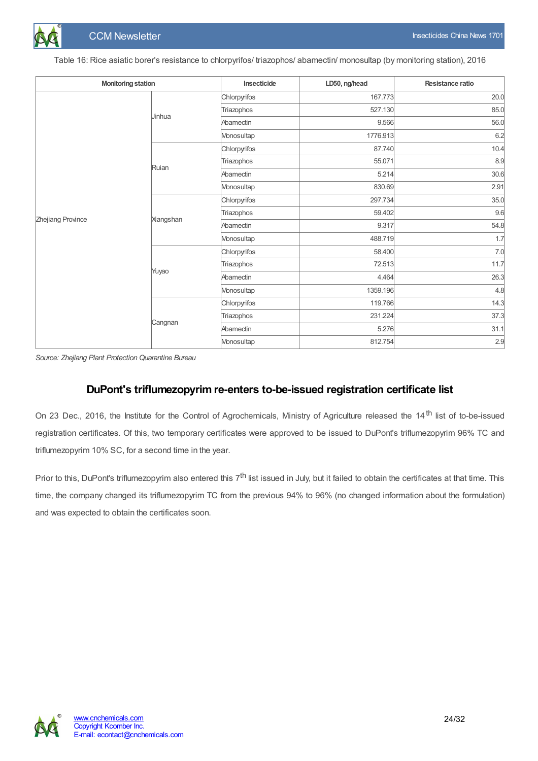Table 16: Rice asiatic borer's resistance to chlorpyrifos/ triazophos/ abamectin/ monosultap (by monitoring station), 2016

| Monitoring station | | Insecticide | LD50, ng/head | Resistance ratio |
|---|---|---|---|---|
| Zhejiang Province | Jinhua | Chlorpyrifos | 167.773 | 20.0 |
| | | Triazophos | 527.130 | 85.0 |
| | | Abamectin | 9.566 | 56.0 |
| | | Monosultap | 1776.913 | 6.2 |
| | Ruian | Chlorpyrifos | 87.740 | 10.4 |
| | | Triazophos | 55.071 | 8.9 |
| | | Abamectin | 5.214 | 30.6 |
| | | Monosultap | 830.69 | 2.91 |
| | Xiangshan | Chlorpyrifos | 297.734 | 35.0 |
| | | Triazophos | 59.402 | 9.6 |
| | | Abamectin | 9.317 | 54.8 |
| | | Monosultap | 488.719 | 1.7 |
| | Yuyao | Chlorpyrifos | 58.400 | 7.0 |
| | | Triazophos | 72.513 | 11.7 |
| | | Abamectin | 4.464 | 26.3 |
| | | Monosultap | 1359.196 | 4.8 |
| | Cangnan | Chlorpyrifos | 119.766 | 14.3 |
| | | Triazophos | 231.224 | 37.3 |
| | | Abamectin | 5.276 | 31.1 |
| | | Monosultap | 812.754 | 2.9 |

*Source: Zhejiang Plant Protection Quarantine Bureau*

## DuPont's triflumezopyrim re-enters to-be-issued registration certificate list

On 23 Dec., 2016, the Institute for the Control of Agrochemicals, Ministry of Agriculture released the 14th list of to-be-issued registration certificates. Of this, two temporary certificates were approved to be issued to DuPont's triflumezopyrim 96% TC and triflumezopyrim 10% SC, for a second time in the year.

Prior to this, DuPont's triflumezopyrim also entered this 7th list issued in July, but it failed to obtain the certificates at that time. This time, the company changed its triflumezopyrim TC from the previous 94% to 96% (no changed information about the formulation) and was expected to obtain the certificates soon.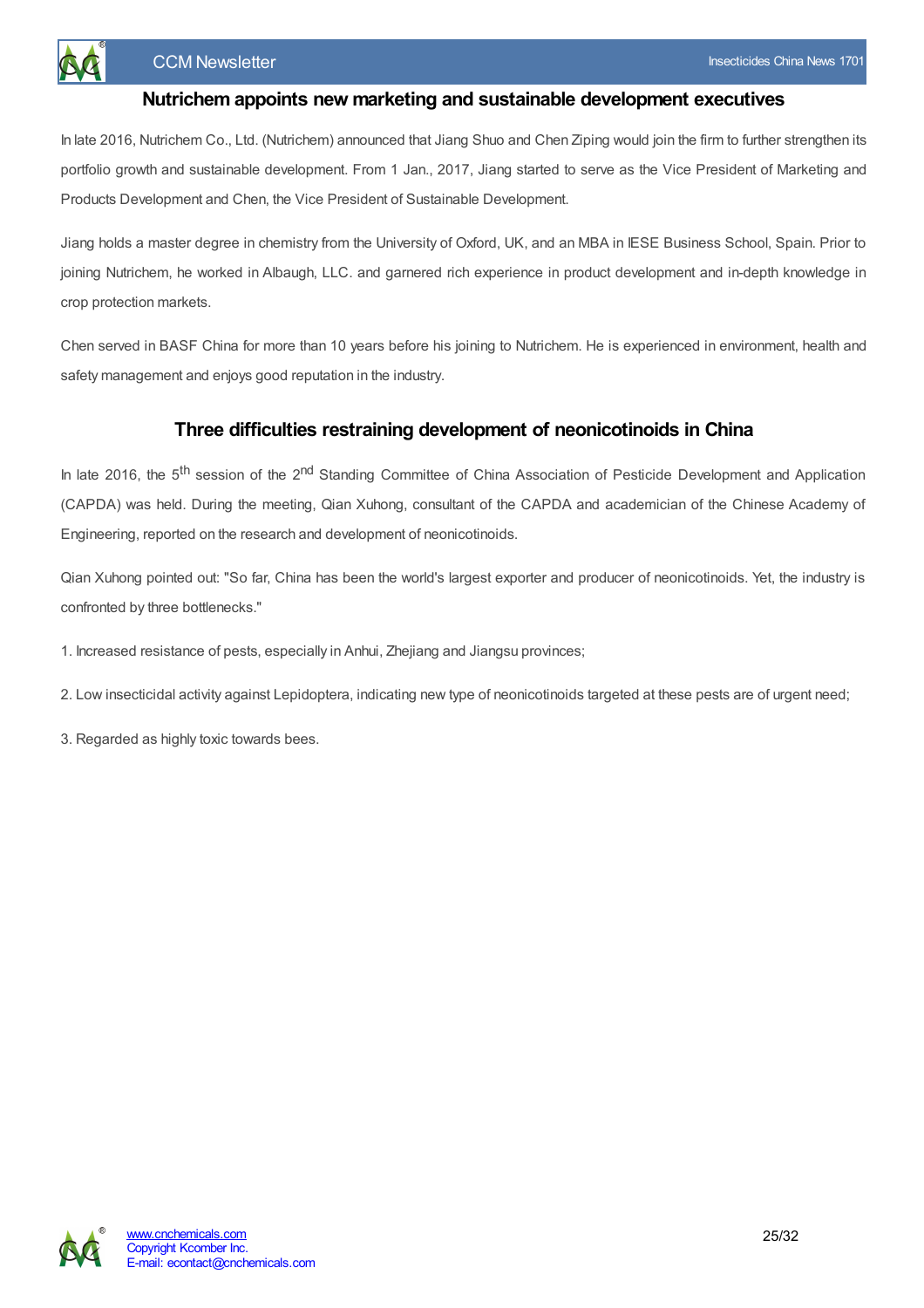## Nutrichem appoints new marketing and sustainable development executives

In late 2016, Nutrichem Co., Ltd. (Nutrichem) announced that Jiang Shuo and Chen Ziping would join the firm to further strengthen its portfolio growth and sustainable development. From 1 Jan., 2017, Jiang started to serve as the Vice President of Marketing and Products Development and Chen, the Vice President of Sustainable Development.

Jiang holds a master degree in chemistry from the University of Oxford, UK, and an MBA in IESE Business School, Spain. Prior to joining Nutrichem, he worked in Albaugh, LLC. and garnered rich experience in product development and in-depth knowledge in crop protection markets.

Chen served in BASF China for more than 10 years before his joining to Nutrichem. He is experienced in environment, health and safety management and enjoys good reputation in the industry.

## Three difficulties restraining development of neonicotinoids in China

In late 2016, the 5th session of the 2nd Standing Committee of China Association of Pesticide Development and Application (CAPDA) was held. During the meeting, Qian Xuhong, consultant of the CAPDA and academician of the Chinese Academy of Engineering, reported on the research and development of neonicotinoids.

Qian Xuhong pointed out: "So far, China has been the world's largest exporter and producer of neonicotinoids. Yet, the industry is confronted by three bottlenecks."

1. Increased resistance of pests, especially in Anhui, Zhejiang and Jiangsu provinces;

2. Low insecticidal activity against Lepidoptera, indicating new type of neonicotinoids targeted at these pests are of urgent need;

3. Regarded as highly toxic towards bees.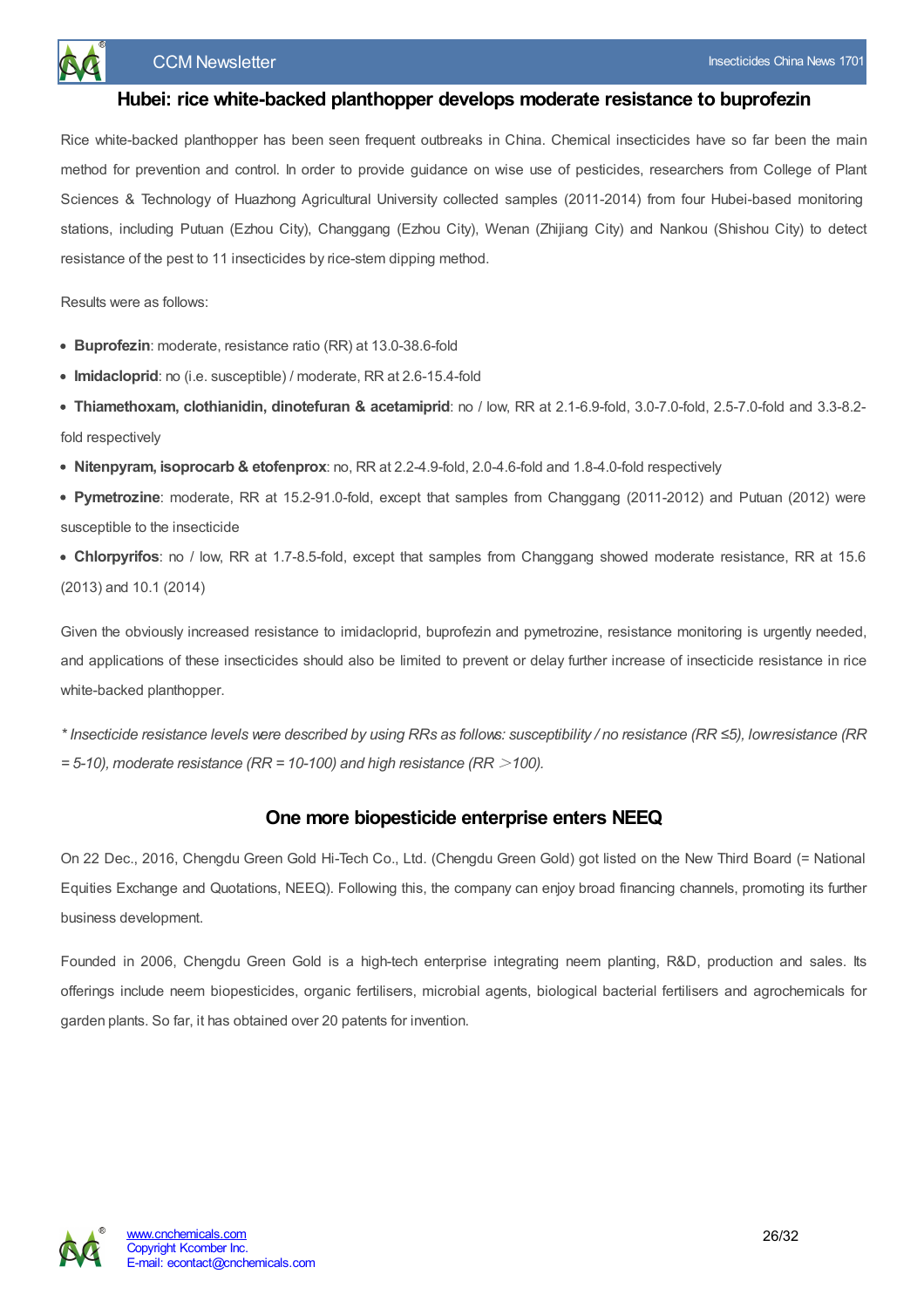## Hubei: rice white-backed planthopper develops moderate resistance to buprofezin

Rice white-backed planthopper has been seen frequent outbreaks in China. Chemical insecticides have so far been the main method for prevention and control. In order to provide guidance on wise use of pesticides, researchers from College of Plant Sciences & Technology of Huazhong Agricultural University collected samples (2011-2014) from four Hubei-based monitoring stations, including Putuan (Ezhou City), Changgang (Ezhou City), Wenan (Zhijiang City) and Nankou (Shishou City) to detect resistance of the pest to 11 insecticides by rice-stem dipping method.

Results were as follows:

- **Buprofezin**: moderate, resistance ratio (RR) at 13.0-38.6-fold
- **Imidacloprid**: no (i.e. susceptible) / moderate, RR at 2.6-15.4-fold
- **Thiamethoxam, clothianidin, dinotefuran & acetamiprid**: no / low, RR at 2.1-6.9-fold, 3.0-7.0-fold, 2.5-7.0-fold and 3.3-8.2-fold respectively
- **Nitenpyram, isoprocarb & etofenprox**: no, RR at 2.2-4.9-fold, 2.0-4.6-fold and 1.8-4.0-fold respectively
- **Pymetrozine**: moderate, RR at 15.2-91.0-fold, except that samples from Changgang (2011-2012) and Putuan (2012) were susceptible to the insecticide
- **Chlorpyrifos**: no / low, RR at 1.7-8.5-fold, except that samples from Changgang showed moderate resistance, RR at 15.6 (2013) and 10.1 (2014)

Given the obviously increased resistance to imidacloprid, buprofezin and pymetrozine, resistance monitoring is urgently needed, and applications of these insecticides should also be limited to prevent or delay further increase of insecticide resistance in rice white-backed planthopper.

*\* Insecticide resistance levels were described by using RRs as follows: susceptibility / no resistance (RR ≤5), lowresistance (RR = 5-10), moderate resistance (RR = 10-100) and high resistance (RR ＞100).*

## One more biopesticide enterprise enters NEEQ

On 22 Dec., 2016, Chengdu Green Gold Hi-Tech Co., Ltd. (Chengdu Green Gold) got listed on the New Third Board (= National Equities Exchange and Quotations, NEEQ). Following this, the company can enjoy broad financing channels, promoting its further business development.

Founded in 2006, Chengdu Green Gold is a high-tech enterprise integrating neem planting, R&D, production and sales. Its offerings include neem biopesticides, organic fertilisers, microbial agents, biological bacterial fertilisers and agrochemicals for garden plants. So far, it has obtained over 20 patents for invention.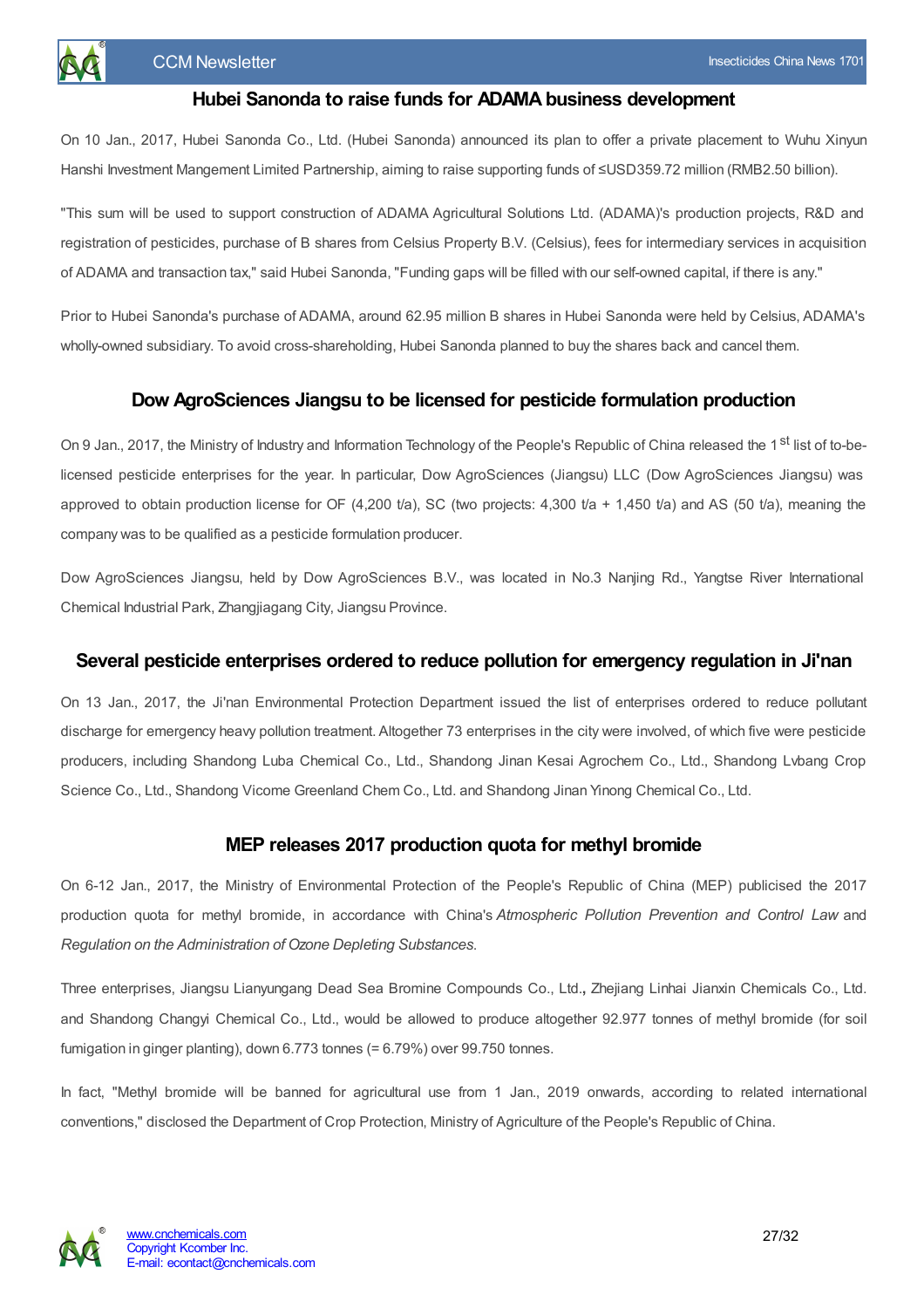## Hubei Sanonda to raise funds for ADAMA business development

On 10 Jan., 2017, Hubei Sanonda Co., Ltd. (Hubei Sanonda) announced its plan to offer a private placement to Wuhu Xinyun Hanshi Investment Mangement Limited Partnership, aiming to raise supporting funds of ≤USD359.72 million (RMB2.50 billion).

"This sum will be used to support construction of ADAMA Agricultural Solutions Ltd. (ADAMA)'s production projects, R&D and registration of pesticides, purchase of B shares from Celsius Property B.V. (Celsius), fees for intermediary services in acquisition of ADAMA and transaction tax," said Hubei Sanonda, "Funding gaps will be filled with our self-owned capital, if there is any."

Prior to Hubei Sanonda's purchase of ADAMA, around 62.95 million B shares in Hubei Sanonda were held by Celsius, ADAMA's wholly-owned subsidiary. To avoid cross-shareholding, Hubei Sanonda planned to buy the shares back and cancel them.

## Dow AgroSciences Jiangsu to be licensed for pesticide formulation production

On 9 Jan., 2017, the Ministry of Industry and Information Technology of the People's Republic of China released the 1st list of to-be-licensed pesticide enterprises for the year. In particular, Dow AgroSciences (Jiangsu) LLC (Dow AgroSciences Jiangsu) was approved to obtain production license for OF (4,200 t/a), SC (two projects: 4,300 t/a + 1,450 t/a) and AS (50 t/a), meaning the company was to be qualified as a pesticide formulation producer.

Dow AgroSciences Jiangsu, held by Dow AgroSciences B.V., was located in No.3 Nanjing Rd., Yangtse River International Chemical Industrial Park, Zhangjiagang City, Jiangsu Province.

## Several pesticide enterprises ordered to reduce pollution for emergency regulation in Ji'nan

On 13 Jan., 2017, the Ji'nan Environmental Protection Department issued the list of enterprises ordered to reduce pollutant discharge for emergency heavy pollution treatment. Altogether 73 enterprises in the city were involved, of which five were pesticide producers, including Shandong Luba Chemical Co., Ltd., Shandong Jinan Kesai Agrochem Co., Ltd., Shandong Lvbang Crop Science Co., Ltd., Shandong Vicome Greenland Chem Co., Ltd. and Shandong Jinan Yinong Chemical Co., Ltd.

## MEP releases 2017 production quota for methyl bromide

On 6-12 Jan., 2017, the Ministry of Environmental Protection of the People's Republic of China (MEP) publicised the 2017 production quota for methyl bromide, in accordance with China's *Atmospheric Pollution Prevention and Control Law* and *Regulation on the Administration of Ozone Depleting Substances*.

Three enterprises, Jiangsu Lianyungang Dead Sea Bromine Compounds Co., Ltd.**,** Zhejiang Linhai Jianxin Chemicals Co., Ltd. and Shandong Changyi Chemical Co., Ltd., would be allowed to produce altogether 92.977 tonnes of methyl bromide (for soil fumigation in ginger planting), down 6.773 tonnes (= 6.79%) over 99.750 tonnes.

In fact, "Methyl bromide will be banned for agricultural use from 1 Jan., 2019 onwards, according to related international conventions," disclosed the Department of Crop Protection, Ministry of Agriculture of the People's Republic of China.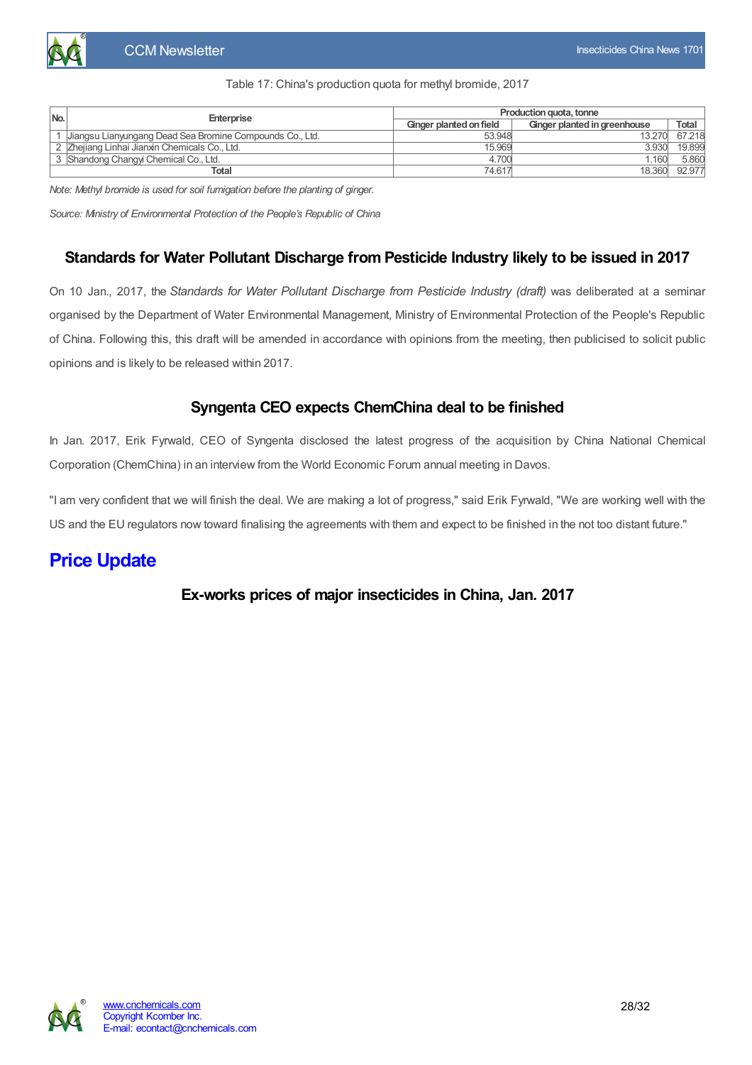Table 17: China's production quota for methyl bromide, 2017

| No. | Enterprise | Production quota, tonne | | |
|---|---|---|---|---|
| | | Ginger planted on field | Ginger planted in greenhouse | Total |
| 1 | Jiangsu Lianyungang Dead Sea Bromine Compounds Co., Ltd. | 53.948 | 13.270 | 67.218 |
| 2 | Zhejiang Linhai Jianxin Chemicals Co., Ltd. | 15.969 | 3.930 | 19.899 |
| 3 | Shandong Changyi Chemical Co., Ltd. | 4.700 | 1.160 | 5.860 |
| Total | | 74.617 | 18.360 | 92.977 |

*Note: Methyl bromide is used for soil fumigation before the planting of ginger.*

*Source: Ministry of Environmental Protection of the People's Republic of China*

## Standards for Water Pollutant Discharge from Pesticide Industry likely to be issued in 2017

On 10 Jan., 2017, the *Standards for Water Pollutant Discharge from Pesticide Industry (draft)* was deliberated at a seminar organised by the Department of Water Environmental Management, Ministry of Environmental Protection of the People's Republic of China. Following this, this draft will be amended in accordance with opinions from the meeting, then publicised to solicit public opinions and is likely to be released within 2017.

## Syngenta CEO expects ChemChina deal to be finished

In Jan. 2017, Erik Fyrwald, CEO of Syngenta disclosed the latest progress of the acquisition by China National Chemical Corporation (ChemChina) in an interview from the World Economic Forum annual meeting in Davos.

"I am very confident that we will finish the deal. We are making a lot of progress," said Erik Fyrwald, "We are working well with the US and the EU regulators now toward finalising the agreements with them and expect to be finished in the not too distant future."

# Price Update

## Ex-works prices of major insecticides in China, Jan. 2017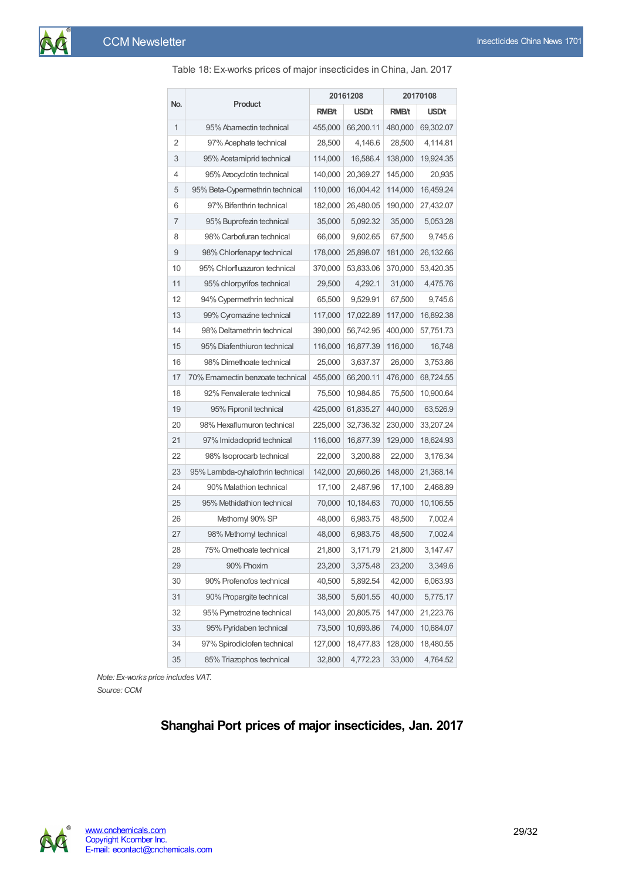Table 18: Ex-works prices of major insecticides in China, Jan. 2017

| No. | Product | 20161208 | | 20170108 | |
|---|---|---|---|---|---|
| | | RMB/t | USD/t | RMB/t | USD/t |
| 1 | 95% Abamectin technical | 455,000 | 66,200.11 | 480,000 | 69,302.07 |
| 2 | 97% Acephate technical | 28,500 | 4,146.6 | 28,500 | 4,114.81 |
| 3 | 95% Acetamiprid technical | 114,000 | 16,586.4 | 138,000 | 19,924.35 |
| 4 | 95% Azocyclotin technical | 140,000 | 20,369.27 | 145,000 | 20,935 |
| 5 | 95% Beta-Cypermethrin technical | 110,000 | 16,004.42 | 114,000 | 16,459.24 |
| 6 | 97% Bifenthrin technical | 182,000 | 26,480.05 | 190,000 | 27,432.07 |
| 7 | 95% Buprofezin technical | 35,000 | 5,092.32 | 35,000 | 5,053.28 |
| 8 | 98% Carbofuran technical | 66,000 | 9,602.65 | 67,500 | 9,745.6 |
| 9 | 98% Chlorfenapyr technical | 178,000 | 25,898.07 | 181,000 | 26,132.66 |
| 10 | 95% Chlorfluazuron technical | 370,000 | 53,833.06 | 370,000 | 53,420.35 |
| 11 | 95% chlorpyrifos technical | 29,500 | 4,292.1 | 31,000 | 4,475.76 |
| 12 | 94% Cypermethrin technical | 65,500 | 9,529.91 | 67,500 | 9,745.6 |
| 13 | 99% Cyromazine technical | 117,000 | 17,022.89 | 117,000 | 16,892.38 |
| 14 | 98% Deltamethrin technical | 390,000 | 56,742.95 | 400,000 | 57,751.73 |
| 15 | 95% Diafenthiuron technical | 116,000 | 16,877.39 | 116,000 | 16,748 |
| 16 | 98% Dimethoate technical | 25,000 | 3,637.37 | 26,000 | 3,753.86 |
| 17 | 70% Emamectin benzoate technical | 455,000 | 66,200.11 | 476,000 | 68,724.55 |
| 18 | 92% Fenvalerate technical | 75,500 | 10,984.85 | 75,500 | 10,900.64 |
| 19 | 95% Fipronil technical | 425,000 | 61,835.27 | 440,000 | 63,526.9 |
| 20 | 98% Hexaflumuron technical | 225,000 | 32,736.32 | 230,000 | 33,207.24 |
| 21 | 97% Imidacloprid technical | 116,000 | 16,877.39 | 129,000 | 18,624.93 |
| 22 | 98% Isoprocarb technical | 22,000 | 3,200.88 | 22,000 | 3,176.34 |
| 23 | 95% Lambda-cyhalothrin technical | 142,000 | 20,660.26 | 148,000 | 21,368.14 |
| 24 | 90% Malathion technical | 17,100 | 2,487.96 | 17,100 | 2,468.89 |
| 25 | 95% Methidathion technical | 70,000 | 10,184.63 | 70,000 | 10,106.55 |
| 26 | Methomyl 90% SP | 48,000 | 6,983.75 | 48,500 | 7,002.4 |
| 27 | 98% Methomyl technical | 48,000 | 6,983.75 | 48,500 | 7,002.4 |
| 28 | 75% Omethoate technical | 21,800 | 3,171.79 | 21,800 | 3,147.47 |
| 29 | 90% Phoxim | 23,200 | 3,375.48 | 23,200 | 3,349.6 |
| 30 | 90% Profenofos technical | 40,500 | 5,892.54 | 42,000 | 6,063.93 |
| 31 | 90% Propargite technical | 38,500 | 5,601.55 | 40,000 | 5,775.17 |
| 32 | 95% Pymetrozine technical | 143,000 | 20,805.75 | 147,000 | 21,223.76 |
| 33 | 95% Pyridaben technical | 73,500 | 10,693.86 | 74,000 | 10,684.07 |
| 34 | 97% Spirodiclofen technical | 127,000 | 18,477.83 | 128,000 | 18,480.55 |
| 35 | 85% Triazophos technical | 32,800 | 4,772.23 | 33,000 | 4,764.52 |

*Note: Ex-works price includes VAT.*

*Source: CCM*

## Shanghai Port prices of major insecticides, Jan. 2017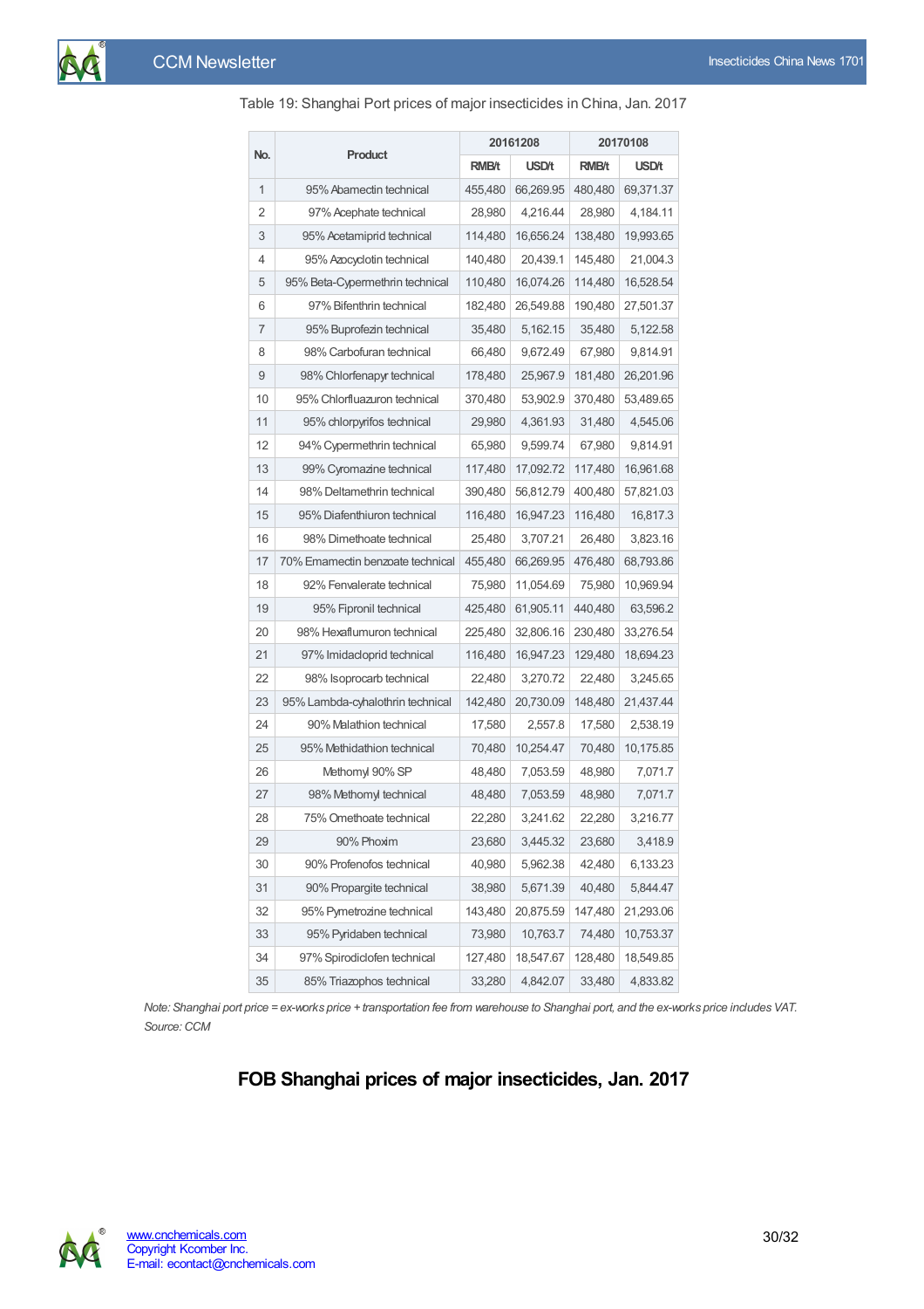Table 19: Shanghai Port prices of major insecticides in China, Jan. 2017

| No. | Product | 20161208 | | 20170108 | |
|---|---|---|---|---|---|
| | | RMB/t | USD/t | RMB/t | USD/t |
| 1 | 95% Abamectin technical | 455,480 | 66,269.95 | 480,480 | 69,371.37 |
| 2 | 97% Acephate technical | 28,980 | 4,216.44 | 28,980 | 4,184.11 |
| 3 | 95% Acetamiprid technical | 114,480 | 16,656.24 | 138,480 | 19,993.65 |
| 4 | 95% Azocyclotin technical | 140,480 | 20,439.1 | 145,480 | 21,004.3 |
| 5 | 95% Beta-Cypermethrin technical | 110,480 | 16,074.26 | 114,480 | 16,528.54 |
| 6 | 97% Bifenthrin technical | 182,480 | 26,549.88 | 190,480 | 27,501.37 |
| 7 | 95% Buprofezin technical | 35,480 | 5,162.15 | 35,480 | 5,122.58 |
| 8 | 98% Carbofuran technical | 66,480 | 9,672.49 | 67,980 | 9,814.91 |
| 9 | 98% Chlorfenapyr technical | 178,480 | 25,967.9 | 181,480 | 26,201.96 |
| 10 | 95% Chlorfluazuron technical | 370,480 | 53,902.9 | 370,480 | 53,489.65 |
| 11 | 95% chlorpyrifos technical | 29,980 | 4,361.93 | 31,480 | 4,545.06 |
| 12 | 94% Cypermethrin technical | 65,980 | 9,599.74 | 67,980 | 9,814.91 |
| 13 | 99% Cyromazine technical | 117,480 | 17,092.72 | 117,480 | 16,961.68 |
| 14 | 98% Deltamethrin technical | 390,480 | 56,812.79 | 400,480 | 57,821.03 |
| 15 | 95% Diafenthiuron technical | 116,480 | 16,947.23 | 116,480 | 16,817.3 |
| 16 | 98% Dimethoate technical | 25,480 | 3,707.21 | 26,480 | 3,823.16 |
| 17 | 70% Emamectin benzoate technical | 455,480 | 66,269.95 | 476,480 | 68,793.86 |
| 18 | 92% Fenvalerate technical | 75,980 | 11,054.69 | 75,980 | 10,969.94 |
| 19 | 95% Fipronil technical | 425,480 | 61,905.11 | 440,480 | 63,596.2 |
| 20 | 98% Hexaflumuron technical | 225,480 | 32,806.16 | 230,480 | 33,276.54 |
| 21 | 97% Imidacloprid technical | 116,480 | 16,947.23 | 129,480 | 18,694.23 |
| 22 | 98% Isoprocarb technical | 22,480 | 3,270.72 | 22,480 | 3,245.65 |
| 23 | 95% Lambda-cyhalothrin technical | 142,480 | 20,730.09 | 148,480 | 21,437.44 |
| 24 | 90% Malathion technical | 17,580 | 2,557.8 | 17,580 | 2,538.19 |
| 25 | 95% Methidathion technical | 70,480 | 10,254.47 | 70,480 | 10,175.85 |
| 26 | Methomyl 90% SP | 48,480 | 7,053.59 | 48,980 | 7,071.7 |
| 27 | 98% Methomyl technical | 48,480 | 7,053.59 | 48,980 | 7,071.7 |
| 28 | 75% Omethoate technical | 22,280 | 3,241.62 | 22,280 | 3,216.77 |
| 29 | 90% Phoxim | 23,680 | 3,445.32 | 23,680 | 3,418.9 |
| 30 | 90% Profenofos technical | 40,980 | 5,962.38 | 42,480 | 6,133.23 |
| 31 | 90% Propargite technical | 38,980 | 5,671.39 | 40,480 | 5,844.47 |
| 32 | 95% Pymetrozine technical | 143,480 | 20,875.59 | 147,480 | 21,293.06 |
| 33 | 95% Pyridaben technical | 73,980 | 10,763.7 | 74,480 | 10,753.37 |
| 34 | 97% Spirodiclofen technical | 127,480 | 18,547.67 | 128,480 | 18,549.85 |
| 35 | 85% Triazophos technical | 33,280 | 4,842.07 | 33,480 | 4,833.82 |

*Note: Shanghai port price = ex-works price + transportation fee from warehouse to Shanghai port, and the ex-works price includes VAT.*
*Source: CCM*

## FOB Shanghai prices of major insecticides, Jan. 2017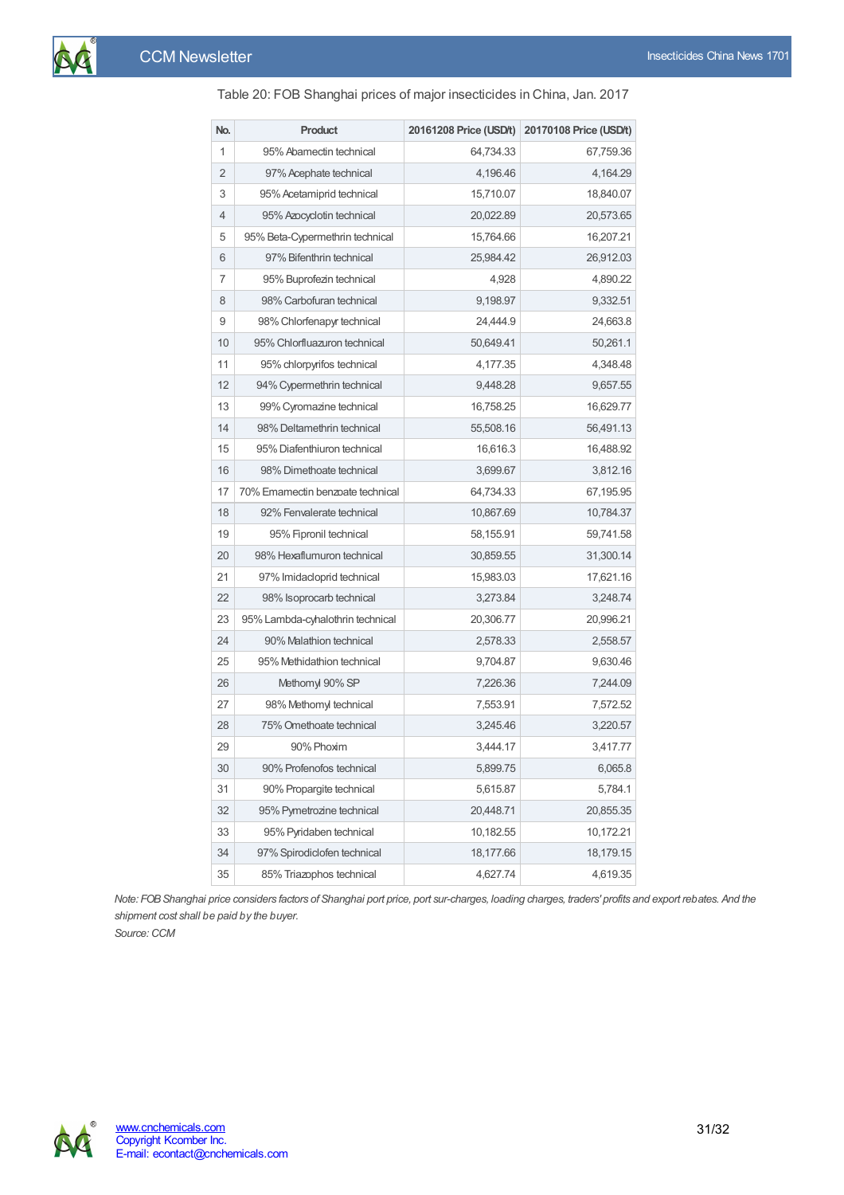Table 20: FOB Shanghai prices of major insecticides in China, Jan. 2017

| No. | Product | 20161208 Price (USD/t) | 20170108 Price (USD/t) |
|---|---|---|---|
| 1 | 95% Abamectin technical | 64,734.33 | 67,759.36 |
| 2 | 97% Acephate technical | 4,196.46 | 4,164.29 |
| 3 | 95% Acetamiprid technical | 15,710.07 | 18,840.07 |
| 4 | 95% Azocyclotin technical | 20,022.89 | 20,573.65 |
| 5 | 95% Beta-Cypermethrin technical | 15,764.66 | 16,207.21 |
| 6 | 97% Bifenthrin technical | 25,984.42 | 26,912.03 |
| 7 | 95% Buprofezin technical | 4,928 | 4,890.22 |
| 8 | 98% Carbofuran technical | 9,198.97 | 9,332.51 |
| 9 | 98% Chlorfenapyr technical | 24,444.9 | 24,663.8 |
| 10 | 95% Chlorfluazuron technical | 50,649.41 | 50,261.1 |
| 11 | 95% chlorpyrifos technical | 4,177.35 | 4,348.48 |
| 12 | 94% Cypermethrin technical | 9,448.28 | 9,657.55 |
| 13 | 99% Cyromazine technical | 16,758.25 | 16,629.77 |
| 14 | 98% Deltamethrin technical | 55,508.16 | 56,491.13 |
| 15 | 95% Diafenthiuron technical | 16,616.3 | 16,488.92 |
| 16 | 98% Dimethoate technical | 3,699.67 | 3,812.16 |
| 17 | 70% Emamectin benzoate technical | 64,734.33 | 67,195.95 |
| 18 | 92% Fenvalerate technical | 10,867.69 | 10,784.37 |
| 19 | 95% Fipronil technical | 58,155.91 | 59,741.58 |
| 20 | 98% Hexaflumuron technical | 30,859.55 | 31,300.14 |
| 21 | 97% Imidacloprid technical | 15,983.03 | 17,621.16 |
| 22 | 98% Isoprocarb technical | 3,273.84 | 3,248.74 |
| 23 | 95% Lambda-cyhalothrin technical | 20,306.77 | 20,996.21 |
| 24 | 90% Malathion technical | 2,578.33 | 2,558.57 |
| 25 | 95% Methidathion technical | 9,704.87 | 9,630.46 |
| 26 | Methomyl 90% SP | 7,226.36 | 7,244.09 |
| 27 | 98% Methomyl technical | 7,553.91 | 7,572.52 |
| 28 | 75% Omethoate technical | 3,245.46 | 3,220.57 |
| 29 | 90% Phoxim | 3,444.17 | 3,417.77 |
| 30 | 90% Profenofos technical | 5,899.75 | 6,065.8 |
| 31 | 90% Propargite technical | 5,615.87 | 5,784.1 |
| 32 | 95% Pymetrozine technical | 20,448.71 | 20,855.35 |
| 33 | 95% Pyridaben technical | 10,182.55 | 10,172.21 |
| 34 | 97% Spirodiclofen technical | 18,177.66 | 18,179.15 |
| 35 | 85% Triazophos technical | 4,627.74 | 4,619.35 |

*Note: FOB Shanghai price considers factors of Shanghai port price, port sur-charges, loading charges, traders' profits and export rebates. And the shipment cost shall be paid by the buyer.*

*Source: CCM*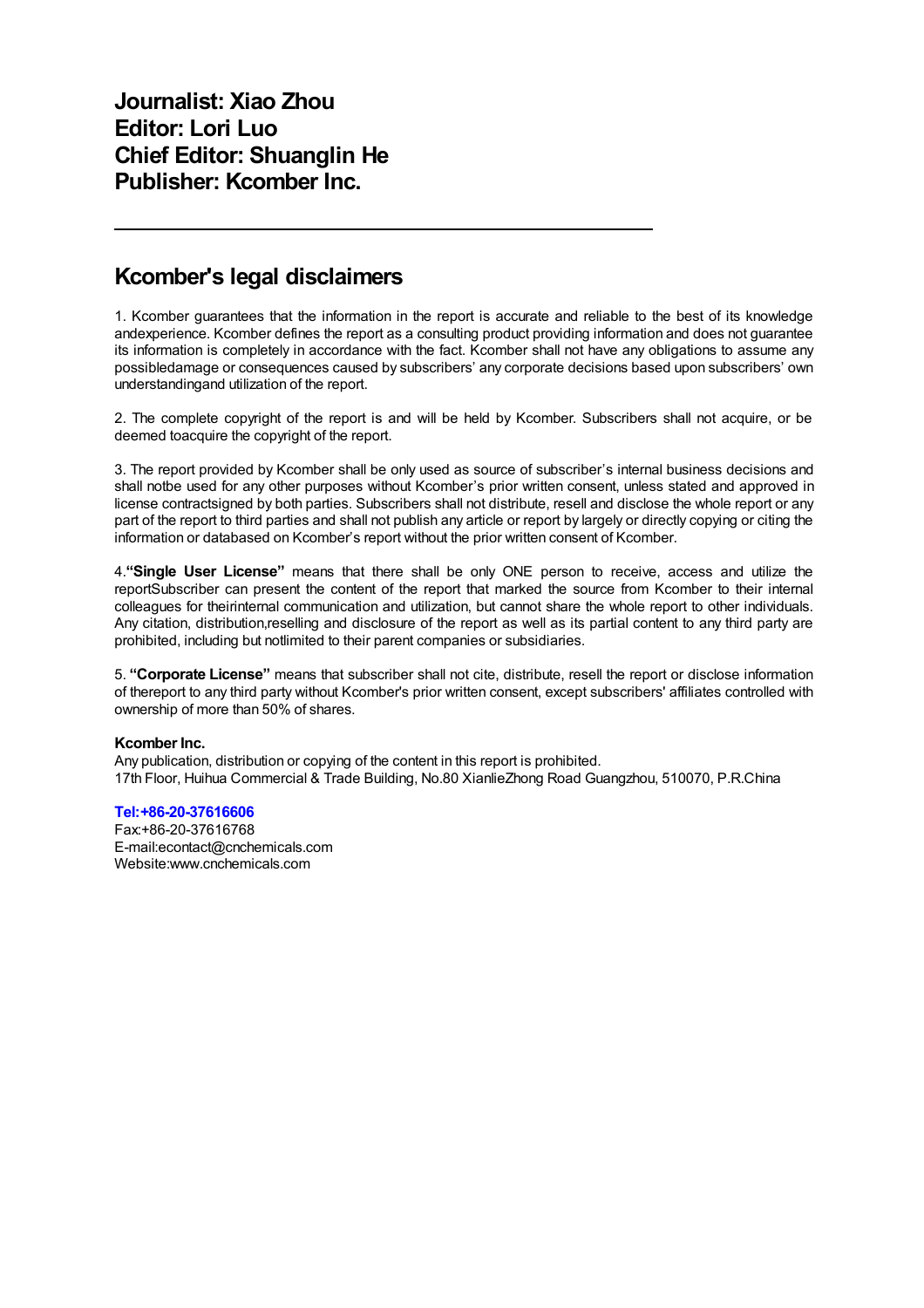**Journalist: Xiao Zhou**
**Editor: Lori Luo**
**Chief Editor: Shuanglin He**
**Publisher: Kcomber Inc.**

---

## Kcomber's legal disclaimers

1. Kcomber guarantees that the information in the report is accurate and reliable to the best of its knowledge andexperience. Kcomber defines the report as a consulting product providing information and does not guarantee its information is completely in accordance with the fact. Kcomber shall not have any obligations to assume any possibledamage or consequences caused by subscribers' any corporate decisions based upon subscribers' own understandingand utilization of the report.

2. The complete copyright of the report is and will be held by Kcomber. Subscribers shall not acquire, or be deemed toacquire the copyright of the report.

3. The report provided by Kcomber shall be only used as source of subscriber's internal business decisions and shall notbe used for any other purposes without Kcomber's prior written consent, unless stated and approved in license contractsigned by both parties. Subscribers shall not distribute, resell and disclose the whole report or any part of the report to third parties and shall not publish any article or report by largely or directly copying or citing the information or databased on Kcomber's report without the prior written consent of Kcomber.

4.**"Single User License"** means that there shall be only ONE person to receive, access and utilize the reportSubscriber can present the content of the report that marked the source from Kcomber to their internal colleagues for theirinternal communication and utilization, but cannot share the whole report to other individuals. Any citation, distribution,reselling and disclosure of the report as well as its partial content to any third party are prohibited, including but notlimited to their parent companies or subsidiaries.

5. **"Corporate License"** means that subscriber shall not cite, distribute, resell the report or disclose information of thereport to any third party without Kcomber's prior written consent, except subscribers' affiliates controlled with ownership of more than 50% of shares.

**Kcomber Inc.**
Any publication, distribution or copying of the content in this report is prohibited.
17th Floor, Huihua Commercial & Trade Building, No.80 XianlieZhong Road Guangzhou, 510070, P.R.China

**Tel:+86-20-37616606**
Fax:+86-20-37616768
E-mail:econtact@cnchemicals.com
Website:www.cnchemicals.com